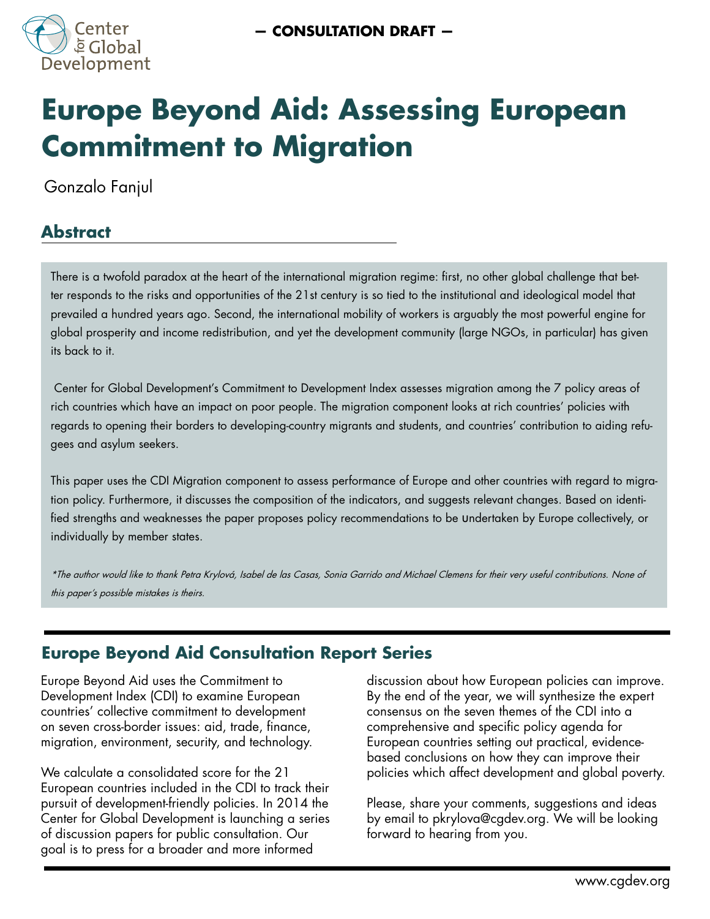Center for Global Development

— CONSULTATION DRAFT —

# Europe Beyond Aid: Assessing European Commitment to Migration

Gonzalo Fanjul

## Abstract

There is a twofold paradox at the heart of the international migration regime: first, no other global challenge that better responds to the risks and opportunities of the 21st century is so tied to the institutional and ideological model that prevailed a hundred years ago. Second, the international mobility of workers is arguably the most powerful engine for global prosperity and income redistribution, and yet the development community (large NGOs, in particular) has given its back to it.

Center for Global Development's Commitment to Development Index assesses migration among the 7 policy areas of rich countries which have an impact on poor people. The migration component looks at rich countries' policies with regards to opening their borders to developing-country migrants and students, and countries' contribution to aiding refugees and asylum seekers.

This paper uses the CDI Migration component to assess performance of Europe and other countries with regard to migration policy. Furthermore, it discusses the composition of the indicators, and suggests relevant changes. Based on identified strengths and weaknesses the paper proposes policy recommendations to be undertaken by Europe collectively, or individually by member states.

*\*The author would like to thank Petra Krylová, Isabel de las Casas, Sonia Garrido and Michael Clemens for their very useful contributions. None of this paper's possible mistakes is theirs.*

## Europe Beyond Aid Consultation Report Series

Europe Beyond Aid uses the Commitment to Development Index (CDI) to examine European countries' collective commitment to development on seven cross-border issues: aid, trade, finance, migration, environment, security, and technology.

We calculate a consolidated score for the 21 European countries included in the CDI to track their pursuit of development-friendly policies. In 2014 the Center for Global Development is launching a series of discussion papers for public consultation. Our goal is to press for a broader and more informed discussion about how European policies can improve. By the end of the year, we will synthesize the expert consensus on the seven themes of the CDI into a comprehensive and specific policy agenda for European countries setting out practical, evidence-based conclusions on how they can improve their policies which affect development and global poverty.

Please, share your comments, suggestions and ideas by email to pkrylova@cgdev.org. We will be looking forward to hearing from you.

www.cgdev.org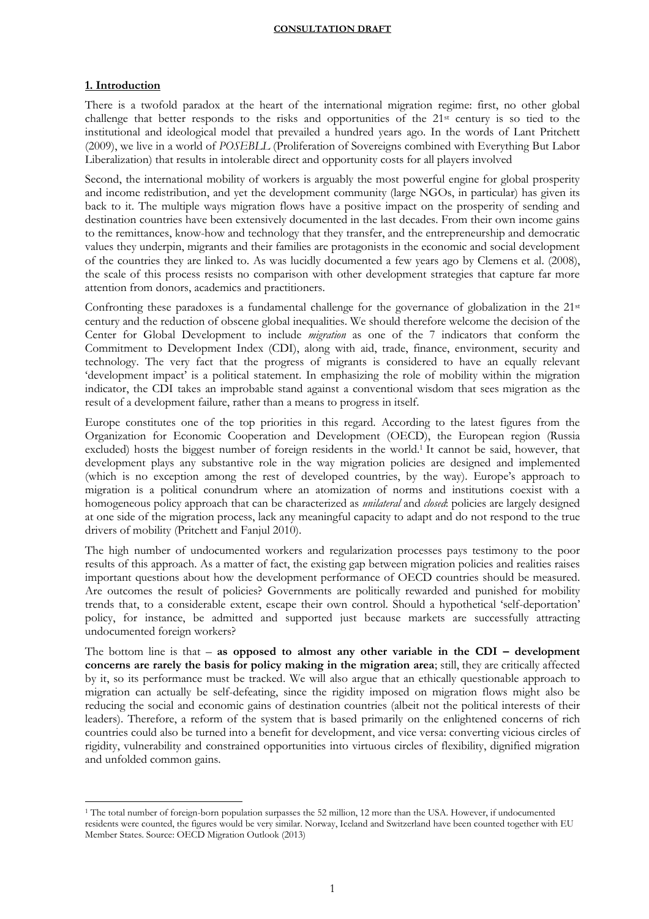## 1. Introduction

There is a twofold paradox at the heart of the international migration regime: first, no other global challenge that better responds to the risks and opportunities of the 21st century is so tied to the institutional and ideological model that prevailed a hundred years ago. In the words of Lant Pritchett (2009), we live in a world of *POSEBLL* (Proliferation of Sovereigns combined with Everything But Labor Liberalization) that results in intolerable direct and opportunity costs for all players involved

Second, the international mobility of workers is arguably the most powerful engine for global prosperity and income redistribution, and yet the development community (large NGOs, in particular) has given its back to it. The multiple ways migration flows have a positive impact on the prosperity of sending and destination countries have been extensively documented in the last decades. From their own income gains to the remittances, know-how and technology that they transfer, and the entrepreneurship and democratic values they underpin, migrants and their families are protagonists in the economic and social development of the countries they are linked to. As was lucidly documented a few years ago by Clemens et al. (2008), the scale of this process resists no comparison with other development strategies that capture far more attention from donors, academics and practitioners.

Confronting these paradoxes is a fundamental challenge for the governance of globalization in the 21st century and the reduction of obscene global inequalities. We should therefore welcome the decision of the Center for Global Development to include *migration* as one of the 7 indicators that conform the Commitment to Development Index (CDI), along with aid, trade, finance, environment, security and technology. The very fact that the progress of migrants is considered to have an equally relevant 'development impact' is a political statement. In emphasizing the role of mobility within the migration indicator, the CDI takes an improbable stand against a conventional wisdom that sees migration as the result of a development failure, rather than a means to progress in itself.

Europe constitutes one of the top priorities in this regard. According to the latest figures from the Organization for Economic Cooperation and Development (OECD), the European region (Russia excluded) hosts the biggest number of foreign residents in the world.[1] It cannot be said, however, that development plays any substantive role in the way migration policies are designed and implemented (which is no exception among the rest of developed countries, by the way). Europe's approach to migration is a political conundrum where an atomization of norms and institutions coexist with a homogeneous policy approach that can be characterized as *unilateral* and *closed*: policies are largely designed at one side of the migration process, lack any meaningful capacity to adapt and do not respond to the true drivers of mobility (Pritchett and Fanjul 2010).

The high number of undocumented workers and regularization processes pays testimony to the poor results of this approach. As a matter of fact, the existing gap between migration policies and realities raises important questions about how the development performance of OECD countries should be measured. Are outcomes the result of policies? Governments are politically rewarded and punished for mobility trends that, to a considerable extent, escape their own control. Should a hypothetical 'self-deportation' policy, for instance, be admitted and supported just because markets are successfully attracting undocumented foreign workers?

The bottom line is that – **as opposed to almost any other variable in the CDI – development concerns are rarely the basis for policy making in the migration area**; still, they are critically affected by it, so its performance must be tracked. We will also argue that an ethically questionable approach to migration can actually be self-defeating, since the rigidity imposed on migration flows might also be reducing the social and economic gains of destination countries (albeit not the political interests of their leaders). Therefore, a reform of the system that is based primarily on the enlightened concerns of rich countries could also be turned into a benefit for development, and vice versa: converting vicious circles of rigidity, vulnerability and constrained opportunities into virtuous circles of flexibility, dignified migration and unfolded common gains.

[1] The total number of foreign-born population surpasses the 52 million, 12 more than the USA. However, if undocumented residents were counted, the figures would be very similar. Norway, Iceland and Switzerland have been counted together with EU Member States. Source: OECD Migration Outlook (2013)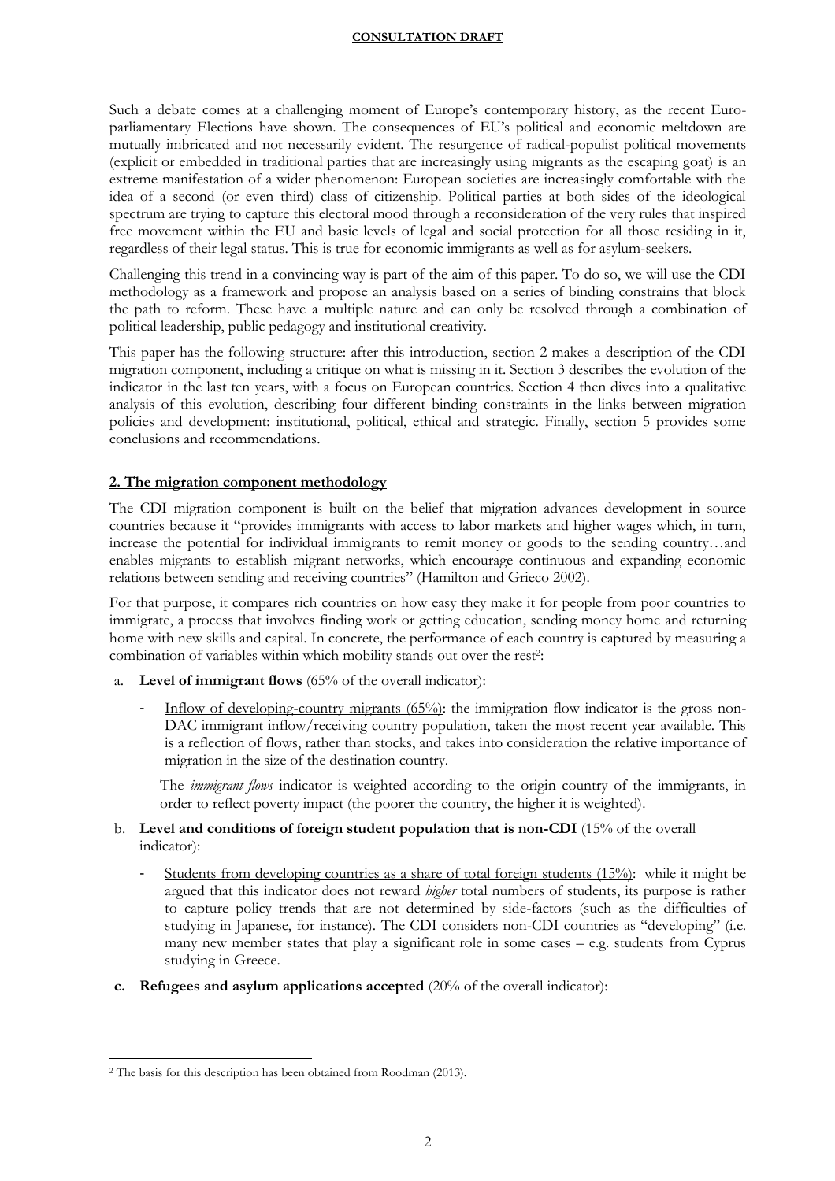Such a debate comes at a challenging moment of Europe's contemporary history, as the recent Euro-parliamentary Elections have shown. The consequences of EU's political and economic meltdown are mutually imbricated and not necessarily evident. The resurgence of radical-populist political movements (explicit or embedded in traditional parties that are increasingly using migrants as the escaping goat) is an extreme manifestation of a wider phenomenon: European societies are increasingly comfortable with the idea of a second (or even third) class of citizenship. Political parties at both sides of the ideological spectrum are trying to capture this electoral mood through a reconsideration of the very rules that inspired free movement within the EU and basic levels of legal and social protection for all those residing in it, regardless of their legal status. This is true for economic immigrants as well as for asylum-seekers.

Challenging this trend in a convincing way is part of the aim of this paper. To do so, we will use the CDI methodology as a framework and propose an analysis based on a series of binding constrains that block the path to reform. These have a multiple nature and can only be resolved through a combination of political leadership, public pedagogy and institutional creativity.

This paper has the following structure: after this introduction, section 2 makes a description of the CDI migration component, including a critique on what is missing in it. Section 3 describes the evolution of the indicator in the last ten years, with a focus on European countries. Section 4 then dives into a qualitative analysis of this evolution, describing four different binding constraints in the links between migration policies and development: institutional, political, ethical and strategic. Finally, section 5 provides some conclusions and recommendations.

## 2. The migration component methodology

The CDI migration component is built on the belief that migration advances development in source countries because it "provides immigrants with access to labor markets and higher wages which, in turn, increase the potential for individual immigrants to remit money or goods to the sending country…and enables migrants to establish migrant networks, which encourage continuous and expanding economic relations between sending and receiving countries" (Hamilton and Grieco 2002).

For that purpose, it compares rich countries on how easy they make it for people from poor countries to immigrate, a process that involves finding work or getting education, sending money home and returning home with new skills and capital. In concrete, the performance of each country is captured by measuring a combination of variables within which mobility stands out over the rest[2]:

a. **Level of immigrant flows** (65% of the overall indicator):

   - Inflow of developing-country migrants (65%): the immigration flow indicator is the gross non-DAC immigrant inflow/receiving country population, taken the most recent year available. This is a reflection of flows, rather than stocks, and takes into consideration the relative importance of migration in the size of the destination country.

   The *immigrant flows* indicator is weighted according to the origin country of the immigrants, in order to reflect poverty impact (the poorer the country, the higher it is weighted).

b. **Level and conditions of foreign student population that is non-CDI** (15% of the overall indicator):

   - Students from developing countries as a share of total foreign students (15%): while it might be argued that this indicator does not reward *higher* total numbers of students, its purpose is rather to capture policy trends that are not determined by side-factors (such as the difficulties of studying in Japanese, for instance). The CDI considers non-CDI countries as "developing" (i.e. many new member states that play a significant role in some cases – e.g. students from Cyprus studying in Greece.

c. **Refugees and asylum applications accepted** (20% of the overall indicator):

[2] The basis for this description has been obtained from Roodman (2013).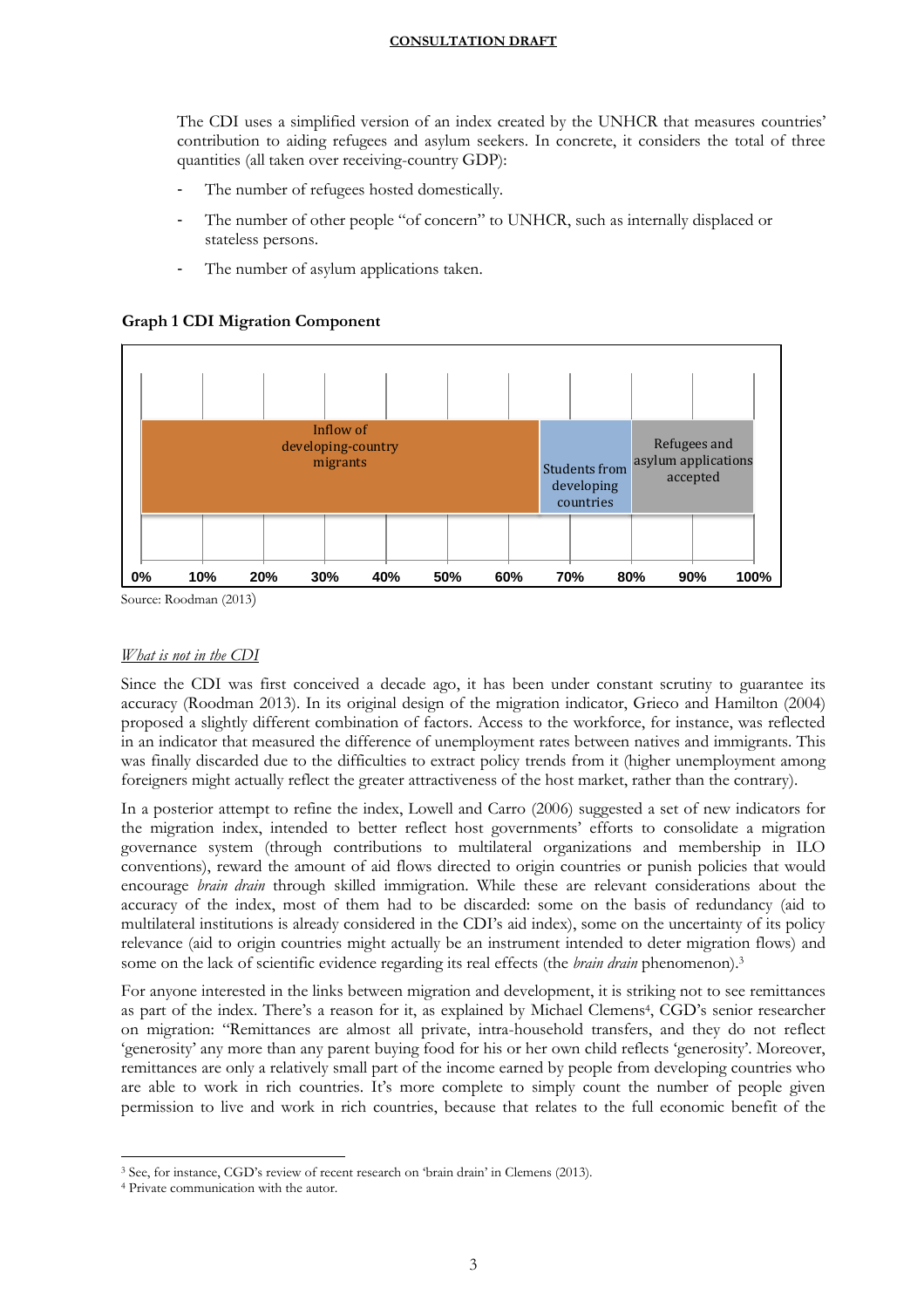The CDI uses a simplified version of an index created by the UNHCR that measures countries' contribution to aiding refugees and asylum seekers. In concrete, it considers the total of three quantities (all taken over receiving-country GDP):

- The number of refugees hosted domestically.
- The number of other people "of concern" to UNHCR, such as internally displaced or stateless persons.
- The number of asylum applications taken.

**Graph 1 CDI Migration Component**

| Component | Share (approx.) |
| --- | --- |
| Inflow of developing-country migrants | 0%–65% |
| Students from developing countries | 65%–80% |
| Refugees and asylum applications accepted | 80%–100% |

Source: Roodman (2013)

*What is not in the CDI*

Since the CDI was first conceived a decade ago, it has been under constant scrutiny to guarantee its accuracy (Roodman 2013). In its original design of the migration indicator, Grieco and Hamilton (2004) proposed a slightly different combination of factors. Access to the workforce, for instance, was reflected in an indicator that measured the difference of unemployment rates between natives and immigrants. This was finally discarded due to the difficulties to extract policy trends from it (higher unemployment among foreigners might actually reflect the greater attractiveness of the host market, rather than the contrary).

In a posterior attempt to refine the index, Lowell and Carro (2006) suggested a set of new indicators for the migration index, intended to better reflect host governments' efforts to consolidate a migration governance system (through contributions to multilateral organizations and membership in ILO conventions), reward the amount of aid flows directed to origin countries or punish policies that would encourage *brain drain* through skilled immigration. While these are relevant considerations about the accuracy of the index, most of them had to be discarded: some on the basis of redundancy (aid to multilateral institutions is already considered in the CDI's aid index), some on the uncertainty of its policy relevance (aid to origin countries might actually be an instrument intended to deter migration flows) and some on the lack of scientific evidence regarding its real effects (the *brain drain* phenomenon).[3]

For anyone interested in the links between migration and development, it is striking not to see remittances as part of the index. There's a reason for it, as explained by Michael Clemens[4], CGD's senior researcher on migration: "Remittances are almost all private, intra-household transfers, and they do not reflect 'generosity' any more than any parent buying food for his or her own child reflects 'generosity'. Moreover, remittances are only a relatively small part of the income earned by people from developing countries who are able to work in rich countries. It's more complete to simply count the number of people given permission to live and work in rich countries, because that relates to the full economic benefit of the

---

[3] See, for instance, CGD's review of recent research on 'brain drain' in Clemens (2013).

[4] Private communication with the autor.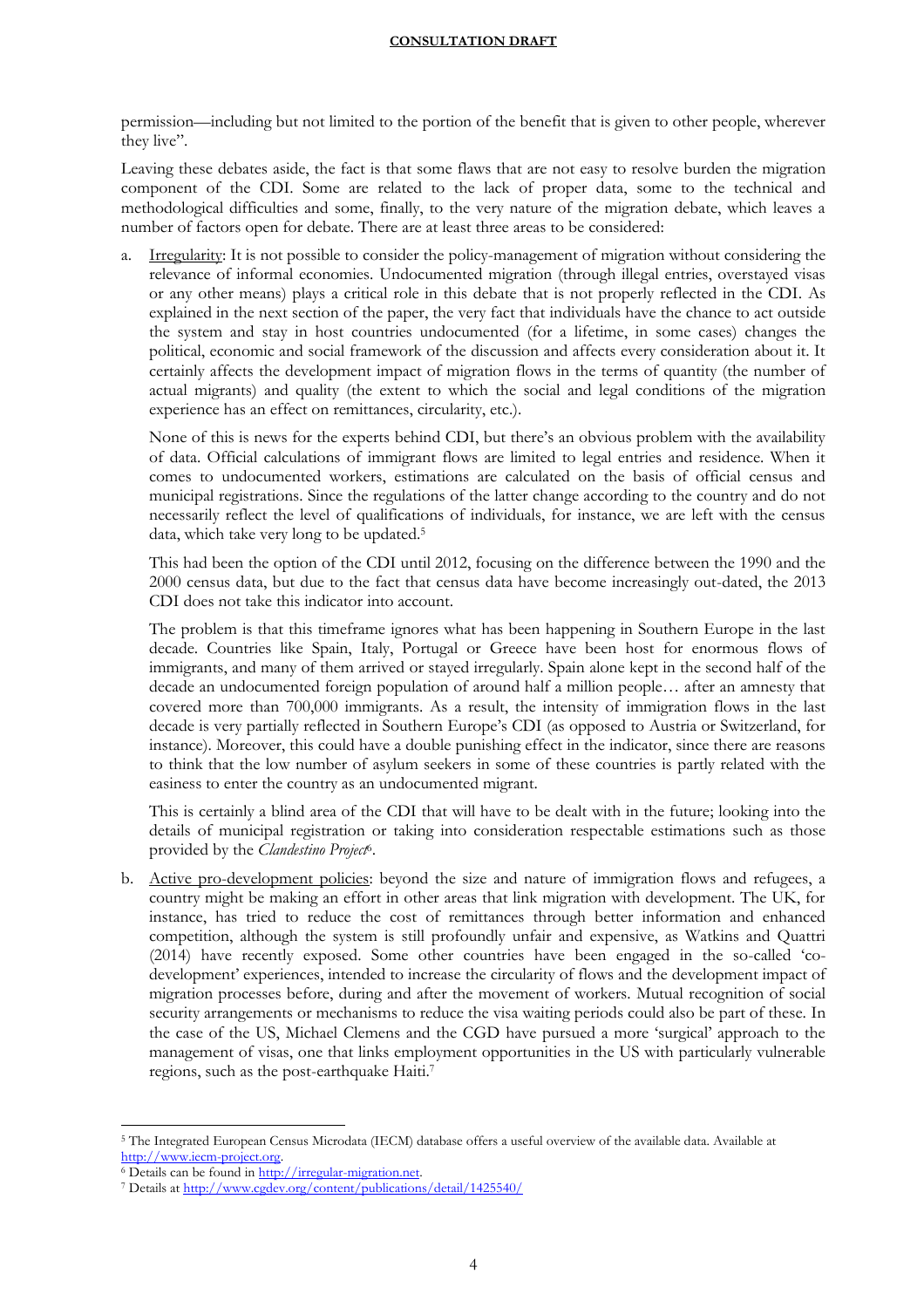permission—including but not limited to the portion of the benefit that is given to other people, wherever they live".

Leaving these debates aside, the fact is that some flaws that are not easy to resolve burden the migration component of the CDI. Some are related to the lack of proper data, some to the technical and methodological difficulties and some, finally, to the very nature of the migration debate, which leaves a number of factors open for debate. There are at least three areas to be considered:

a. Irregularity: It is not possible to consider the policy-management of migration without considering the relevance of informal economies. Undocumented migration (through illegal entries, overstayed visas or any other means) plays a critical role in this debate that is not properly reflected in the CDI. As explained in the next section of the paper, the very fact that individuals have the chance to act outside the system and stay in host countries undocumented (for a lifetime, in some cases) changes the political, economic and social framework of the discussion and affects every consideration about it. It certainly affects the development impact of migration flows in the terms of quantity (the number of actual migrants) and quality (the extent to which the social and legal conditions of the migration experience has an effect on remittances, circularity, etc.).

   None of this is news for the experts behind CDI, but there's an obvious problem with the availability of data. Official calculations of immigrant flows are limited to legal entries and residence. When it comes to undocumented workers, estimations are calculated on the basis of official census and municipal registrations. Since the regulations of the latter change according to the country and do not necessarily reflect the level of qualifications of individuals, for instance, we are left with the census data, which take very long to be updated.[5]

   This had been the option of the CDI until 2012, focusing on the difference between the 1990 and the 2000 census data, but due to the fact that census data have become increasingly out-dated, the 2013 CDI does not take this indicator into account.

   The problem is that this timeframe ignores what has been happening in Southern Europe in the last decade. Countries like Spain, Italy, Portugal or Greece have been host for enormous flows of immigrants, and many of them arrived or stayed irregularly. Spain alone kept in the second half of the decade an undocumented foreign population of around half a million people… after an amnesty that covered more than 700,000 immigrants. As a result, the intensity of immigration flows in the last decade is very partially reflected in Southern Europe's CDI (as opposed to Austria or Switzerland, for instance). Moreover, this could have a double punishing effect in the indicator, since there are reasons to think that the low number of asylum seekers in some of these countries is partly related with the easiness to enter the country as an undocumented migrant.

   This is certainly a blind area of the CDI that will have to be dealt with in the future; looking into the details of municipal registration or taking into consideration respectable estimations such as those provided by the *Clandestino Project*[6].

b. Active pro-development policies: beyond the size and nature of immigration flows and refugees, a country might be making an effort in other areas that link migration with development. The UK, for instance, has tried to reduce the cost of remittances through better information and enhanced competition, although the system is still profoundly unfair and expensive, as Watkins and Quattri (2014) have recently exposed. Some other countries have been engaged in the so-called 'co-development' experiences, intended to increase the circularity of flows and the development impact of migration processes before, during and after the movement of workers. Mutual recognition of social security arrangements or mechanisms to reduce the visa waiting periods could also be part of these. In the case of the US, Michael Clemens and the CGD have pursued a more 'surgical' approach to the management of visas, one that links employment opportunities in the US with particularly vulnerable regions, such as the post-earthquake Haiti.[7]

---

[5] The Integrated European Census Microdata (IECM) database offers a useful overview of the available data. Available at http://www.iecm-project.org.

[6] Details can be found in http://irregular-migration.net.

[7] Details at http://www.cgdev.org/content/publications/detail/1425540/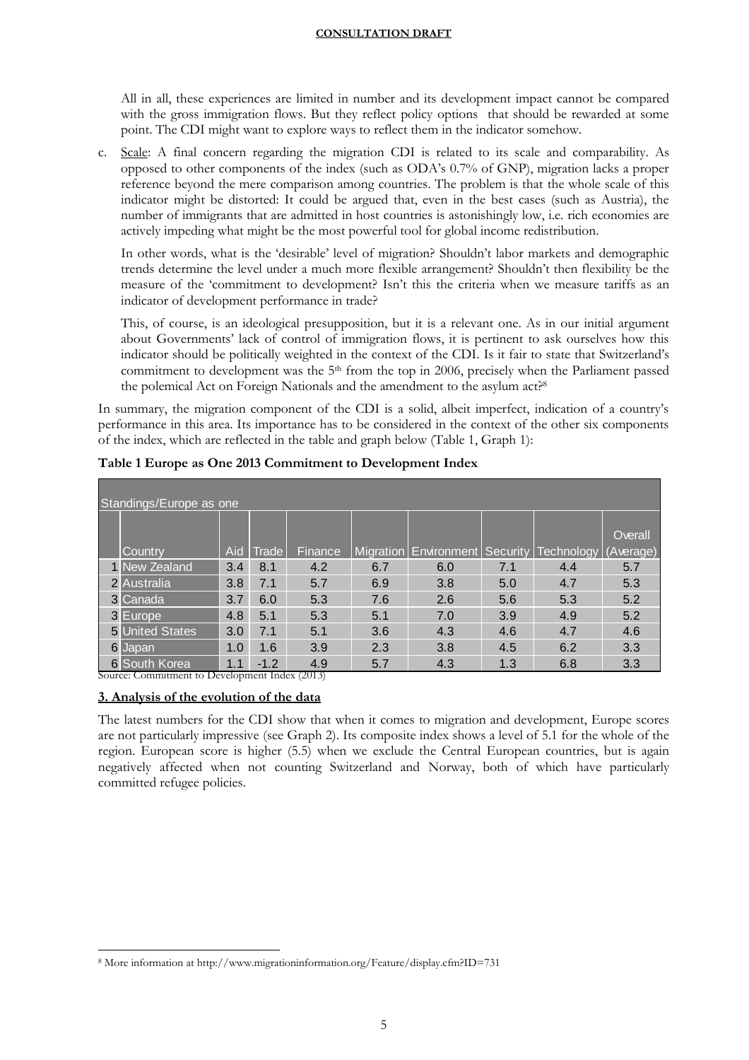**CONSULTATION DRAFT**

All in all, these experiences are limited in number and its development impact cannot be compared with the gross immigration flows. But they reflect policy options that should be rewarded at some point. The CDI might want to explore ways to reflect them in the indicator somehow.

c. Scale: A final concern regarding the migration CDI is related to its scale and comparability. As opposed to other components of the index (such as ODA's 0.7% of GNP), migration lacks a proper reference beyond the mere comparison among countries. The problem is that the whole scale of this indicator might be distorted: It could be argued that, even in the best cases (such as Austria), the number of immigrants that are admitted in host countries is astonishingly low, i.e. rich economies are actively impeding what might be the most powerful tool for global income redistribution.

   In other words, what is the 'desirable' level of migration? Shouldn't labor markets and demographic trends determine the level under a much more flexible arrangement? Shouldn't then flexibility be the measure of the 'commitment to development? Isn't this the criteria when we measure tariffs as an indicator of development performance in trade?

   This, of course, is an ideological presupposition, but it is a relevant one. As in our initial argument about Governments' lack of control of immigration flows, it is pertinent to ask ourselves how this indicator should be politically weighted in the context of the CDI. Is it fair to state that Switzerland's commitment to development was the 5th from the top in 2006, precisely when the Parliament passed the polemical Act on Foreign Nationals and the amendment to the asylum act?[8]

In summary, the migration component of the CDI is a solid, albeit imperfect, indication of a country's performance in this area. Its importance has to be considered in the context of the other six components of the index, which are reflected in the table and graph below (Table 1, Graph 1):

**Table 1 Europe as One 2013 Commitment to Development Index**

| Standings/Europe as one | | | | | | | | | |
|---|---|---|---|---|---|---|---|---|---|
| | Country | Aid | Trade | Finance | Migration | Environment | Security | Technology | Overall (Average) |
| 1 | New Zealand | 3.4 | 8.1 | 4.2 | 6.7 | 6.0 | 7.1 | 4.4 | 5.7 |
| 2 | Australia | 3.8 | 7.1 | 5.7 | 6.9 | 3.8 | 5.0 | 4.7 | 5.3 |
| 3 | Canada | 3.7 | 6.0 | 5.3 | 7.6 | 2.6 | 5.6 | 5.3 | 5.2 |
| 3 | Europe | 4.8 | 5.1 | 5.3 | 5.1 | 7.0 | 3.9 | 4.9 | 5.2 |
| 5 | United States | 3.0 | 7.1 | 5.1 | 3.6 | 4.3 | 4.6 | 4.7 | 4.6 |
| 6 | Japan | 1.0 | 1.6 | 3.9 | 2.3 | 3.8 | 4.5 | 6.2 | 3.3 |
| 6 | South Korea | 1.1 | -1.2 | 4.9 | 5.7 | 4.3 | 1.3 | 6.8 | 3.3 |

Source: Commitment to Development Index (2013)

## 3. Analysis of the evolution of the data

The latest numbers for the CDI show that when it comes to migration and development, Europe scores are not particularly impressive (see Graph 2). Its composite index shows a level of 5.1 for the whole of the region. European score is higher (5.5) when we exclude the Central European countries, but is again negatively affected when not counting Switzerland and Norway, both of which have particularly committed refugee policies.

---

[8] More information at http://www.migrationinformation.org/Feature/display.cfm?ID=731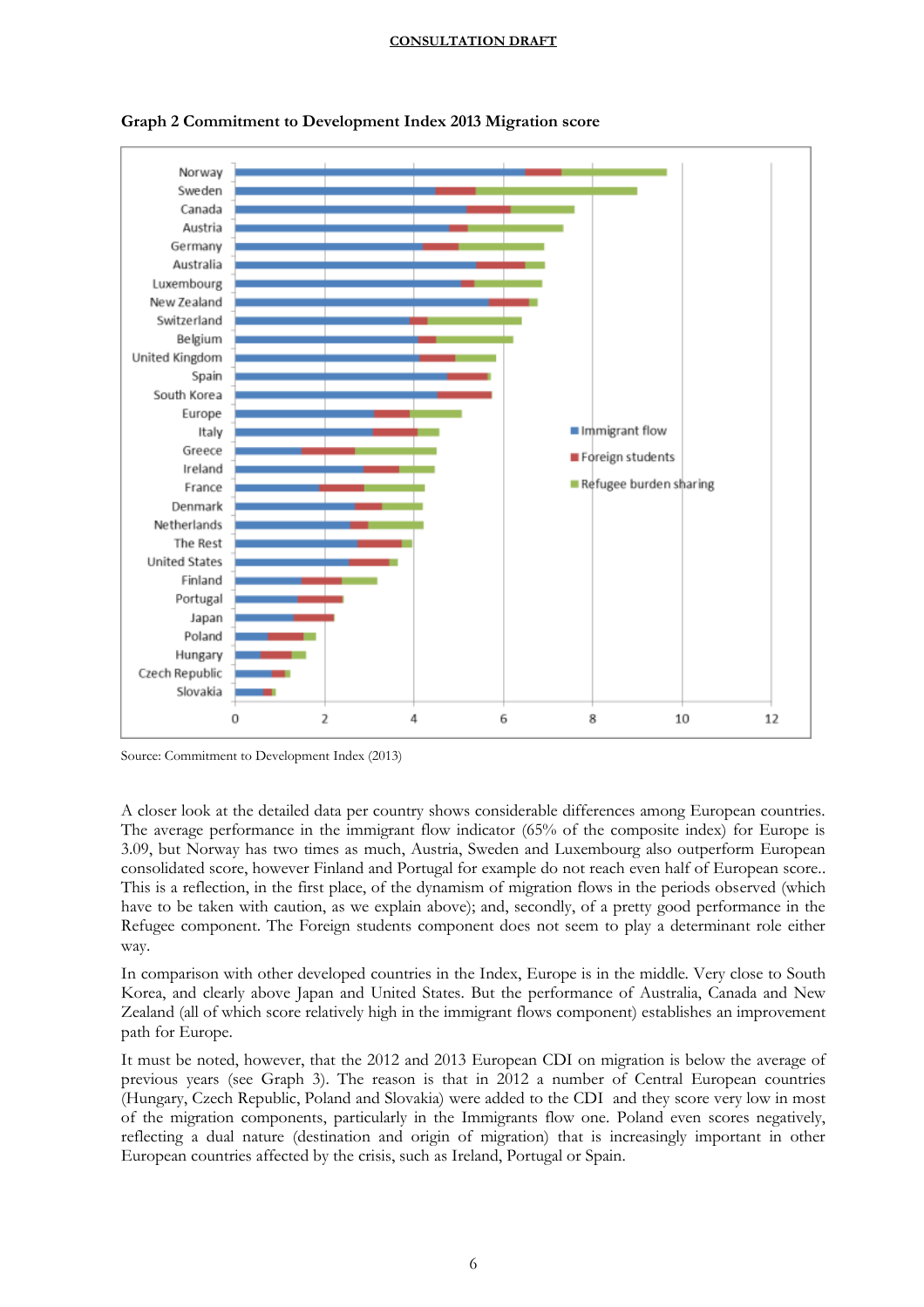**Graph 2 Commitment to Development Index 2013 Migration score**

Source: Commitment to Development Index (2013)

A closer look at the detailed data per country shows considerable differences among European countries. The average performance in the immigrant flow indicator (65% of the composite index) for Europe is 3.09, but Norway has two times as much, Austria, Sweden and Luxembourg also outperform European consolidated score, however Finland and Portugal for example do not reach even half of European score.. This is a reflection, in the first place, of the dynamism of migration flows in the periods observed (which have to be taken with caution, as we explain above); and, secondly, of a pretty good performance in the Refugee component. The Foreign students component does not seem to play a determinant role either way.

In comparison with other developed countries in the Index, Europe is in the middle. Very close to South Korea, and clearly above Japan and United States. But the performance of Australia, Canada and New Zealand (all of which score relatively high in the immigrant flows component) establishes an improvement path for Europe.

It must be noted, however, that the 2012 and 2013 European CDI on migration is below the average of previous years (see Graph 3). The reason is that in 2012 a number of Central European countries (Hungary, Czech Republic, Poland and Slovakia) were added to the CDI and they score very low in most of the migration components, particularly in the Immigrants flow one. Poland even scores negatively, reflecting a dual nature (destination and origin of migration) that is increasingly important in other European countries affected by the crisis, such as Ireland, Portugal or Spain.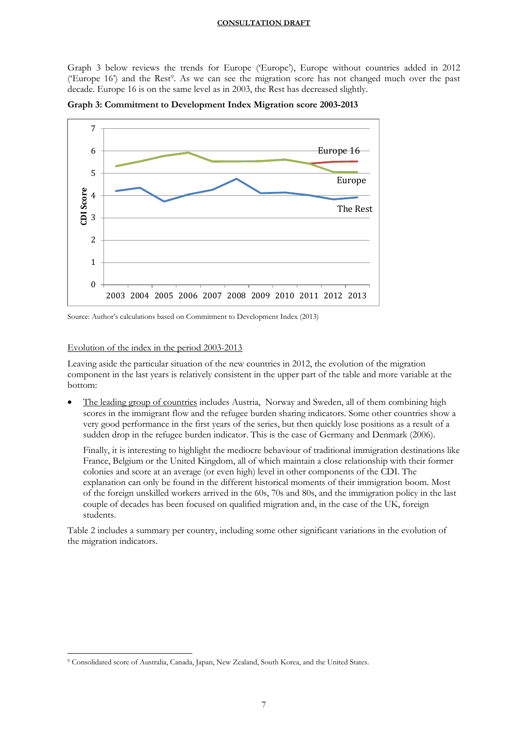Graph 3 below reviews the trends for Europe ('Europe'), Europe without countries added in 2012 ('Europe 16') and the Rest[9]. As we can see the migration score has not changed much over the past decade. Europe 16 is on the same level as in 2003, the Rest has decreased slightly.

**Graph 3: Commitment to Development Index Migration score 2003-2013**

Source: Author's calculations based on Commitment to Development Index (2013)

Evolution of the index in the period 2003-2013

Leaving aside the particular situation of the new countries in 2012, the evolution of the migration component in the last years is relatively consistent in the upper part of the table and more variable at the bottom:

- The leading group of countries includes Austria, Norway and Sweden, all of them combining high scores in the immigrant flow and the refugee burden sharing indicators. Some other countries show a very good performance in the first years of the series, but then quickly lose positions as a result of a sudden drop in the refugee burden indicator. This is the case of Germany and Denmark (2006).

  Finally, it is interesting to highlight the mediocre behaviour of traditional immigration destinations like France, Belgium or the United Kingdom, all of which maintain a close relationship with their former colonies and score at an average (or even high) level in other components of the CDI. The explanation can only be found in the different historical moments of their immigration boom. Most of the foreign unskilled workers arrived in the 60s, 70s and 80s, and the immigration policy in the last couple of decades has been focused on qualified migration and, in the case of the UK, foreign students.

Table 2 includes a summary per country, including some other significant variations in the evolution of the migration indicators.

[9] Consolidated score of Australia, Canada, Japan, New Zealand, South Korea, and the United States.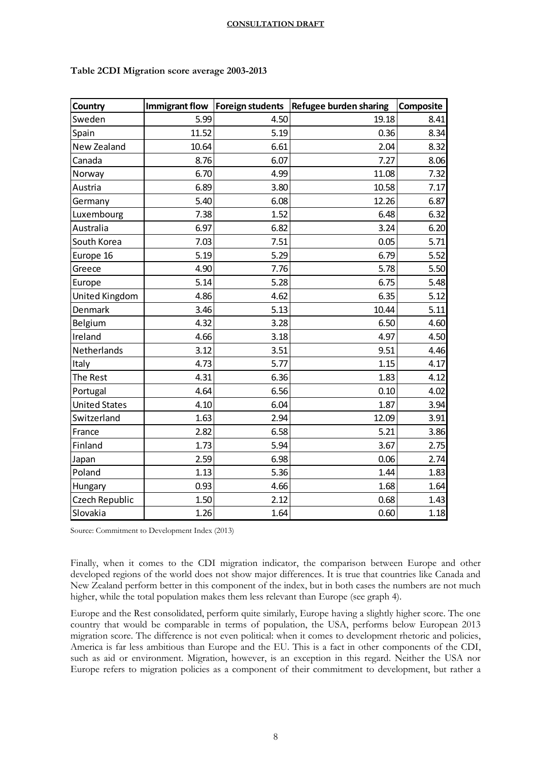**Table 2CDI Migration score average 2003-2013**

| Country | Immigrant flow | Foreign students | Refugee burden sharing | Composite |
|---|---|---|---|---|
| Sweden | 5.99 | 4.50 | 19.18 | 8.41 |
| Spain | 11.52 | 5.19 | 0.36 | 8.34 |
| New Zealand | 10.64 | 6.61 | 2.04 | 8.32 |
| Canada | 8.76 | 6.07 | 7.27 | 8.06 |
| Norway | 6.70 | 4.99 | 11.08 | 7.32 |
| Austria | 6.89 | 3.80 | 10.58 | 7.17 |
| Germany | 5.40 | 6.08 | 12.26 | 6.87 |
| Luxembourg | 7.38 | 1.52 | 6.48 | 6.32 |
| Australia | 6.97 | 6.82 | 3.24 | 6.20 |
| South Korea | 7.03 | 7.51 | 0.05 | 5.71 |
| Europe 16 | 5.19 | 5.29 | 6.79 | 5.52 |
| Greece | 4.90 | 7.76 | 5.78 | 5.50 |
| Europe | 5.14 | 5.28 | 6.75 | 5.48 |
| United Kingdom | 4.86 | 4.62 | 6.35 | 5.12 |
| Denmark | 3.46 | 5.13 | 10.44 | 5.11 |
| Belgium | 4.32 | 3.28 | 6.50 | 4.60 |
| Ireland | 4.66 | 3.18 | 4.97 | 4.50 |
| Netherlands | 3.12 | 3.51 | 9.51 | 4.46 |
| Italy | 4.73 | 5.77 | 1.15 | 4.17 |
| The Rest | 4.31 | 6.36 | 1.83 | 4.12 |
| Portugal | 4.64 | 6.56 | 0.10 | 4.02 |
| United States | 4.10 | 6.04 | 1.87 | 3.94 |
| Switzerland | 1.63 | 2.94 | 12.09 | 3.91 |
| France | 2.82 | 6.58 | 5.21 | 3.86 |
| Finland | 1.73 | 5.94 | 3.67 | 2.75 |
| Japan | 2.59 | 6.98 | 0.06 | 2.74 |
| Poland | 1.13 | 5.36 | 1.44 | 1.83 |
| Hungary | 0.93 | 4.66 | 1.68 | 1.64 |
| Czech Republic | 1.50 | 2.12 | 0.68 | 1.43 |
| Slovakia | 1.26 | 1.64 | 0.60 | 1.18 |

Source: Commitment to Development Index (2013)

Finally, when it comes to the CDI migration indicator, the comparison between Europe and other developed regions of the world does not show major differences. It is true that countries like Canada and New Zealand perform better in this component of the index, but in both cases the numbers are not much higher, while the total population makes them less relevant than Europe (see graph 4).

Europe and the Rest consolidated, perform quite similarly, Europe having a slightly higher score. The one country that would be comparable in terms of population, the USA, performs below European 2013 migration score. The difference is not even political: when it comes to development rhetoric and policies, America is far less ambitious than Europe and the EU. This is a fact in other components of the CDI, such as aid or environment. Migration, however, is an exception in this regard. Neither the USA nor Europe refers to migration policies as a component of their commitment to development, but rather a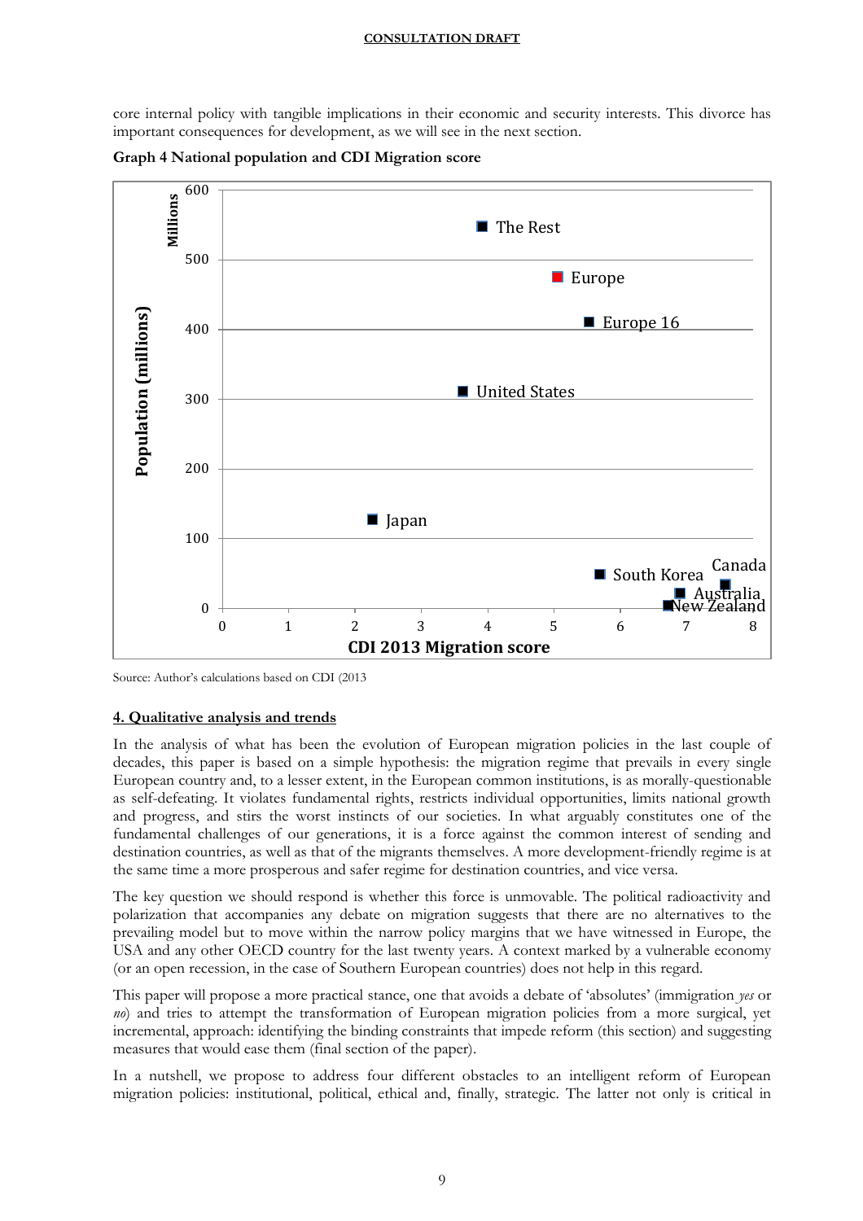core internal policy with tangible implications in their economic and security interests. This divorce has important consequences for development, as we will see in the next section.

**Graph 4 National population and CDI Migration score**

Source: Author's calculations based on CDI (2013

**4. Qualitative analysis and trends**

In the analysis of what has been the evolution of European migration policies in the last couple of decades, this paper is based on a simple hypothesis: the migration regime that prevails in every single European country and, to a lesser extent, in the European common institutions, is as morally-questionable as self-defeating. It violates fundamental rights, restricts individual opportunities, limits national growth and progress, and stirs the worst instincts of our societies. In what arguably constitutes one of the fundamental challenges of our generations, it is a force against the common interest of sending and destination countries, as well as that of the migrants themselves. A more development-friendly regime is at the same time a more prosperous and safer regime for destination countries, and vice versa.

The key question we should respond is whether this force is unmovable. The political radioactivity and polarization that accompanies any debate on migration suggests that there are no alternatives to the prevailing model but to move within the narrow policy margins that we have witnessed in Europe, the USA and any other OECD country for the last twenty years. A context marked by a vulnerable economy (or an open recession, in the case of Southern European countries) does not help in this regard.

This paper will propose a more practical stance, one that avoids a debate of 'absolutes' (immigration *yes* or *no*) and tries to attempt the transformation of European migration policies from a more surgical, yet incremental, approach: identifying the binding constraints that impede reform (this section) and suggesting measures that would ease them (final section of the paper).

In a nutshell, we propose to address four different obstacles to an intelligent reform of European migration policies: institutional, political, ethical and, finally, strategic. The latter not only is critical in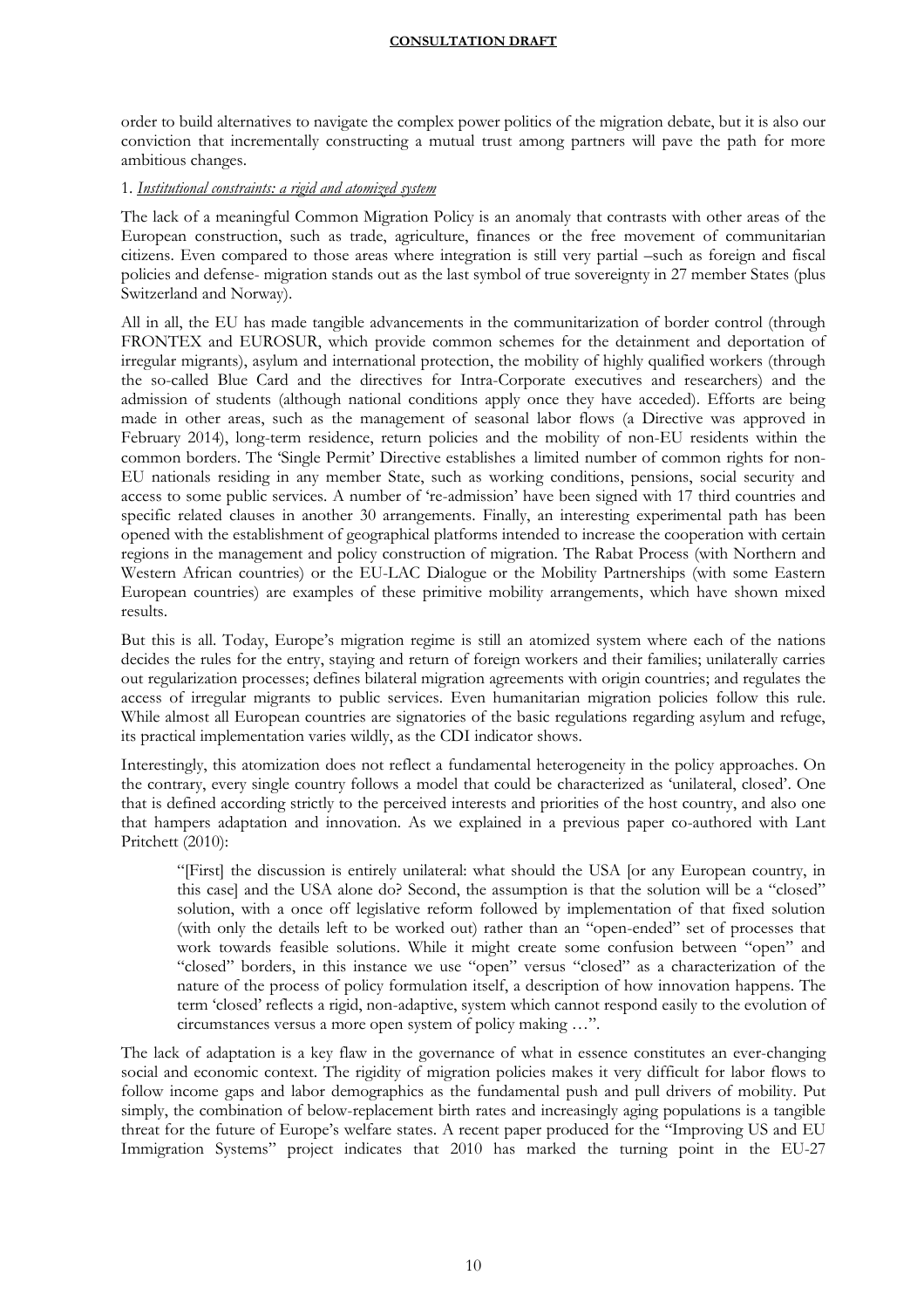order to build alternatives to navigate the complex power politics of the migration debate, but it is also our conviction that incrementally constructing a mutual trust among partners will pave the path for more ambitious changes.

1. *Institutional constraints: a rigid and atomized system*

The lack of a meaningful Common Migration Policy is an anomaly that contrasts with other areas of the European construction, such as trade, agriculture, finances or the free movement of communitarian citizens. Even compared to those areas where integration is still very partial –such as foreign and fiscal policies and defense- migration stands out as the last symbol of true sovereignty in 27 member States (plus Switzerland and Norway).

All in all, the EU has made tangible advancements in the communitarization of border control (through FRONTEX and EUROSUR, which provide common schemes for the detainment and deportation of irregular migrants), asylum and international protection, the mobility of highly qualified workers (through the so-called Blue Card and the directives for Intra-Corporate executives and researchers) and the admission of students (although national conditions apply once they have acceded). Efforts are being made in other areas, such as the management of seasonal labor flows (a Directive was approved in February 2014), long-term residence, return policies and the mobility of non-EU residents within the common borders. The 'Single Permit' Directive establishes a limited number of common rights for non-EU nationals residing in any member State, such as working conditions, pensions, social security and access to some public services. A number of 're-admission' have been signed with 17 third countries and specific related clauses in another 30 arrangements. Finally, an interesting experimental path has been opened with the establishment of geographical platforms intended to increase the cooperation with certain regions in the management and policy construction of migration. The Rabat Process (with Northern and Western African countries) or the EU-LAC Dialogue or the Mobility Partnerships (with some Eastern European countries) are examples of these primitive mobility arrangements, which have shown mixed results.

But this is all. Today, Europe's migration regime is still an atomized system where each of the nations decides the rules for the entry, staying and return of foreign workers and their families; unilaterally carries out regularization processes; defines bilateral migration agreements with origin countries; and regulates the access of irregular migrants to public services. Even humanitarian migration policies follow this rule. While almost all European countries are signatories of the basic regulations regarding asylum and refuge, its practical implementation varies wildly, as the CDI indicator shows.

Interestingly, this atomization does not reflect a fundamental heterogeneity in the policy approaches. On the contrary, every single country follows a model that could be characterized as 'unilateral, closed'. One that is defined according strictly to the perceived interests and priorities of the host country, and also one that hampers adaptation and innovation. As we explained in a previous paper co-authored with Lant Pritchett (2010):

> "[First] the discussion is entirely unilateral: what should the USA [or any European country, in this case] and the USA alone do? Second, the assumption is that the solution will be a "closed" solution, with a once off legislative reform followed by implementation of that fixed solution (with only the details left to be worked out) rather than an "open-ended" set of processes that work towards feasible solutions. While it might create some confusion between "open" and "closed" borders, in this instance we use "open" versus "closed" as a characterization of the nature of the process of policy formulation itself, a description of how innovation happens. The term 'closed' reflects a rigid, non-adaptive, system which cannot respond easily to the evolution of circumstances versus a more open system of policy making …".

The lack of adaptation is a key flaw in the governance of what in essence constitutes an ever-changing social and economic context. The rigidity of migration policies makes it very difficult for labor flows to follow income gaps and labor demographics as the fundamental push and pull drivers of mobility. Put simply, the combination of below-replacement birth rates and increasingly aging populations is a tangible threat for the future of Europe's welfare states. A recent paper produced for the "Improving US and EU Immigration Systems" project indicates that 2010 has marked the turning point in the EU-27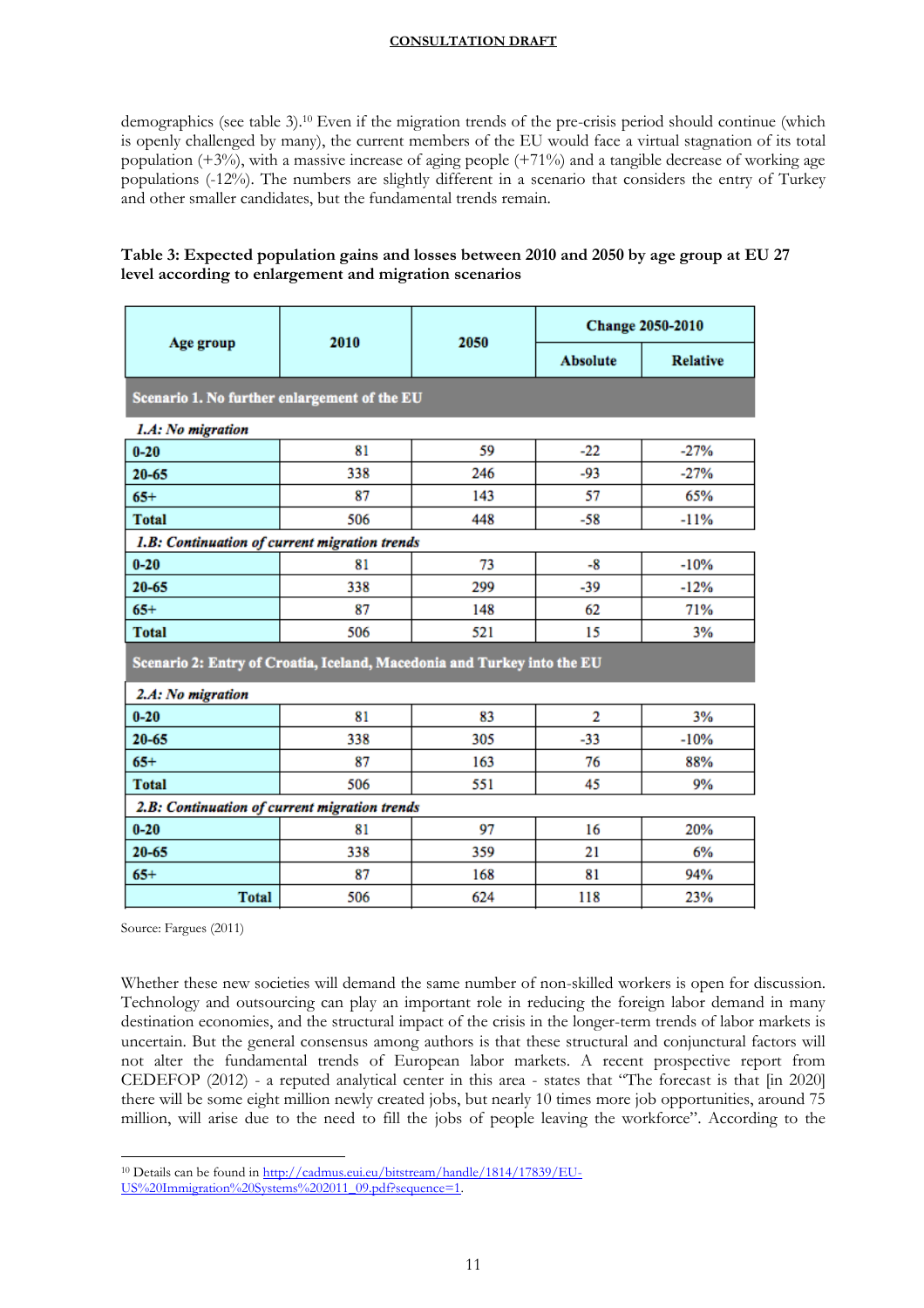demographics (see table 3).[10] Even if the migration trends of the pre-crisis period should continue (which is openly challenged by many), the current members of the EU would face a virtual stagnation of its total population (+3%), with a massive increase of aging people (+71%) and a tangible decrease of working age populations (-12%). The numbers are slightly different in a scenario that considers the entry of Turkey and other smaller candidates, but the fundamental trends remain.

**Table 3: Expected population gains and losses between 2010 and 2050 by age group at EU 27 level according to enlargement and migration scenarios**

| Age group | 2010 | 2050 | Change 2050-2010 | |
|---|---|---|---|---|
| | | | Absolute | Relative |
| **Scenario 1. No further enlargement of the EU** | | | | |
| ***1.A: No migration*** | | | | |
| **0-20** | 81 | 59 | -22 | -27% |
| **20-65** | 338 | 246 | -93 | -27% |
| **65+** | 87 | 143 | 57 | 65% |
| **Total** | 506 | 448 | -58 | -11% |
| ***1.B: Continuation of current migration trends*** | | | | |
| **0-20** | 81 | 73 | -8 | -10% |
| **20-65** | 338 | 299 | -39 | -12% |
| **65+** | 87 | 148 | 62 | 71% |
| **Total** | 506 | 521 | 15 | 3% |
| **Scenario 2: Entry of Croatia, Iceland, Macedonia and Turkey into the EU** | | | | |
| ***2.A: No migration*** | | | | |
| **0-20** | 81 | 83 | 2 | 3% |
| **20-65** | 338 | 305 | -33 | -10% |
| **65+** | 87 | 163 | 76 | 88% |
| **Total** | 506 | 551 | 45 | 9% |
| ***2.B: Continuation of current migration trends*** | | | | |
| **0-20** | 81 | 97 | 16 | 20% |
| **20-65** | 338 | 359 | 21 | 6% |
| **65+** | 87 | 168 | 81 | 94% |
| **Total** | 506 | 624 | 118 | 23% |

Source: Fargues (2011)

Whether these new societies will demand the same number of non-skilled workers is open for discussion. Technology and outsourcing can play an important role in reducing the foreign labor demand in many destination economies, and the structural impact of the crisis in the longer-term trends of labor markets is uncertain. But the general consensus among authors is that these structural and conjunctural factors will not alter the fundamental trends of European labor markets. A recent prospective report from CEDEFOP (2012) - a reputed analytical center in this area - states that "The forecast is that [in 2020] there will be some eight million newly created jobs, but nearly 10 times more job opportunities, around 75 million, will arise due to the need to fill the jobs of people leaving the workforce". According to the

[10] Details can be found in http://cadmus.eui.eu/bitstream/handle/1814/17839/EU-US%20Immigration%20Systems%202011_09.pdf?sequence=1.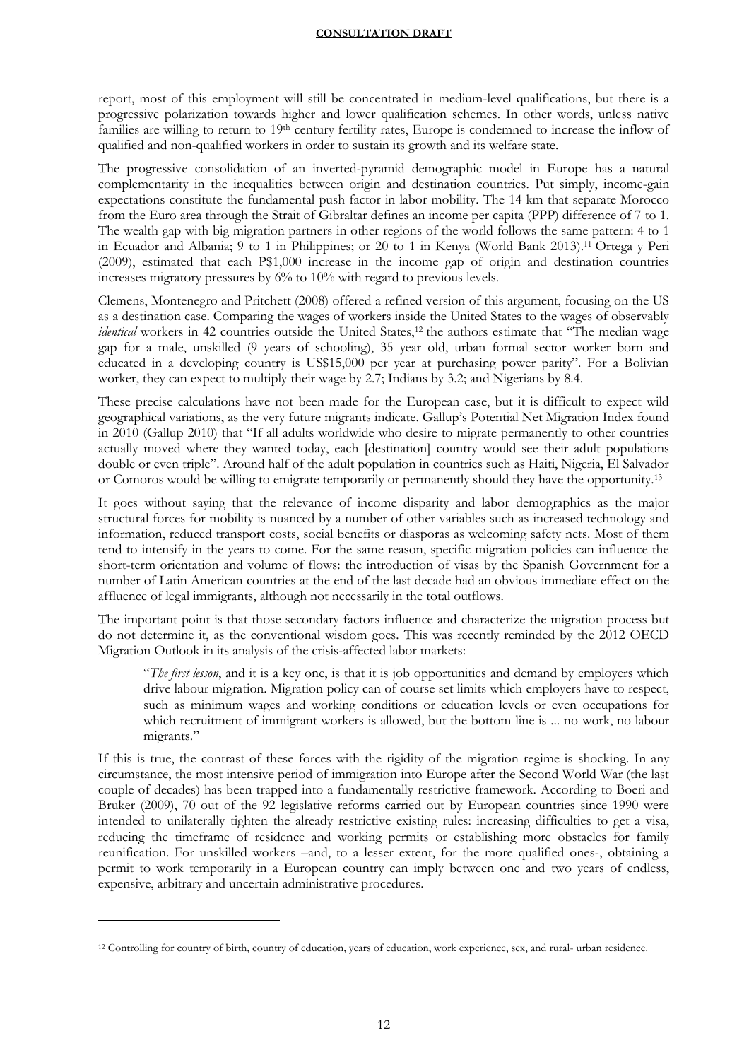report, most of this employment will still be concentrated in medium-level qualifications, but there is a progressive polarization towards higher and lower qualification schemes. In other words, unless native families are willing to return to 19th century fertility rates, Europe is condemned to increase the inflow of qualified and non-qualified workers in order to sustain its growth and its welfare state.

The progressive consolidation of an inverted-pyramid demographic model in Europe has a natural complementarity in the inequalities between origin and destination countries. Put simply, income-gain expectations constitute the fundamental push factor in labor mobility. The 14 km that separate Morocco from the Euro area through the Strait of Gibraltar defines an income per capita (PPP) difference of 7 to 1. The wealth gap with big migration partners in other regions of the world follows the same pattern: 4 to 1 in Ecuador and Albania; 9 to 1 in Philippines; or 20 to 1 in Kenya (World Bank 2013).[11] Ortega y Peri (2009), estimated that each P$1,000 increase in the income gap of origin and destination countries increases migratory pressures by 6% to 10% with regard to previous levels.

Clemens, Montenegro and Pritchett (2008) offered a refined version of this argument, focusing on the US as a destination case. Comparing the wages of workers inside the United States to the wages of observably *identical* workers in 42 countries outside the United States,[12] the authors estimate that "The median wage gap for a male, unskilled (9 years of schooling), 35 year old, urban formal sector worker born and educated in a developing country is US$15,000 per year at purchasing power parity". For a Bolivian worker, they can expect to multiply their wage by 2.7; Indians by 3.2; and Nigerians by 8.4.

These precise calculations have not been made for the European case, but it is difficult to expect wild geographical variations, as the very future migrants indicate. Gallup's Potential Net Migration Index found in 2010 (Gallup 2010) that "If all adults worldwide who desire to migrate permanently to other countries actually moved where they wanted today, each [destination] country would see their adult populations double or even triple". Around half of the adult population in countries such as Haiti, Nigeria, El Salvador or Comoros would be willing to emigrate temporarily or permanently should they have the opportunity.[13]

It goes without saying that the relevance of income disparity and labor demographics as the major structural forces for mobility is nuanced by a number of other variables such as increased technology and information, reduced transport costs, social benefits or diasporas as welcoming safety nets. Most of them tend to intensify in the years to come. For the same reason, specific migration policies can influence the short-term orientation and volume of flows: the introduction of visas by the Spanish Government for a number of Latin American countries at the end of the last decade had an obvious immediate effect on the affluence of legal immigrants, although not necessarily in the total outflows.

The important point is that those secondary factors influence and characterize the migration process but do not determine it, as the conventional wisdom goes. This was recently reminded by the 2012 OECD Migration Outlook in its analysis of the crisis-affected labor markets:

> "*The first lesson*, and it is a key one, is that it is job opportunities and demand by employers which drive labour migration. Migration policy can of course set limits which employers have to respect, such as minimum wages and working conditions or education levels or even occupations for which recruitment of immigrant workers is allowed, but the bottom line is ... no work, no labour migrants."

If this is true, the contrast of these forces with the rigidity of the migration regime is shocking. In any circumstance, the most intensive period of immigration into Europe after the Second World War (the last couple of decades) has been trapped into a fundamentally restrictive framework. According to Boeri and Bruker (2009), 70 out of the 92 legislative reforms carried out by European countries since 1990 were intended to unilaterally tighten the already restrictive existing rules: increasing difficulties to get a visa, reducing the timeframe of residence and working permits or establishing more obstacles for family reunification. For unskilled workers –and, to a lesser extent, for the more qualified ones-, obtaining a permit to work temporarily in a European country can imply between one and two years of endless, expensive, arbitrary and uncertain administrative procedures.

---

[12] Controlling for country of birth, country of education, years of education, work experience, sex, and rural- urban residence.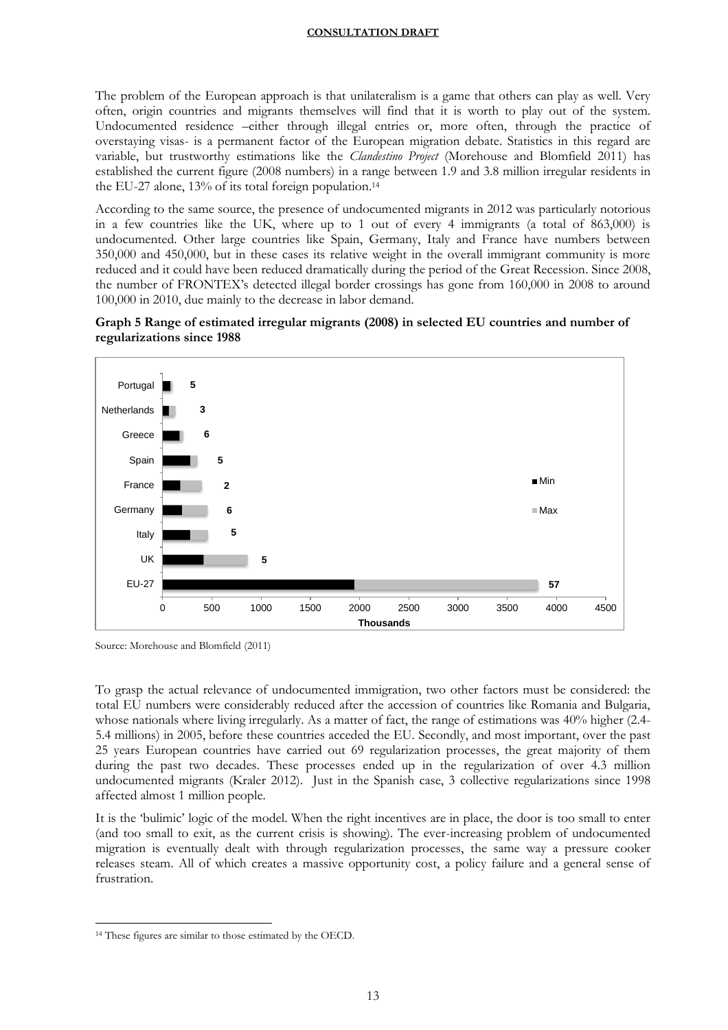The problem of the European approach is that unilateralism is a game that others can play as well. Very often, origin countries and migrants themselves will find that it is worth to play out of the system. Undocumented residence –either through illegal entries or, more often, through the practice of overstaying visas- is a permanent factor of the European migration debate. Statistics in this regard are variable, but trustworthy estimations like the *Clandestino Project* (Morehouse and Blomfield 2011) has established the current figure (2008 numbers) in a range between 1.9 and 3.8 million irregular residents in the EU-27 alone, 13% of its total foreign population.[14]

According to the same source, the presence of undocumented migrants in 2012 was particularly notorious in a few countries like the UK, where up to 1 out of every 4 immigrants (a total of 863,000) is undocumented. Other large countries like Spain, Germany, Italy and France have numbers between 350,000 and 450,000, but in these cases its relative weight in the overall immigrant community is more reduced and it could have been reduced dramatically during the period of the Great Recession. Since 2008, the number of FRONTEX's detected illegal border crossings has gone from 160,000 in 2008 to around 100,000 in 2010, due mainly to the decrease in labor demand.

**Graph 5 Range of estimated irregular migrants (2008) in selected EU countries and number of regularizations since 1988**

Source: Morehouse and Blomfield (2011)

To grasp the actual relevance of undocumented immigration, two other factors must be considered: the total EU numbers were considerably reduced after the accession of countries like Romania and Bulgaria, whose nationals where living irregularly. As a matter of fact, the range of estimations was 40% higher (2.4-5.4 millions) in 2005, before these countries acceded the EU. Secondly, and most important, over the past 25 years European countries have carried out 69 regularization processes, the great majority of them during the past two decades. These processes ended up in the regularization of over 4.3 million undocumented migrants (Kraler 2012). Just in the Spanish case, 3 collective regularizations since 1998 affected almost 1 million people.

It is the 'bulimic' logic of the model. When the right incentives are in place, the door is too small to enter (and too small to exit, as the current crisis is showing). The ever-increasing problem of undocumented migration is eventually dealt with through regularization processes, the same way a pressure cooker releases steam. All of which creates a massive opportunity cost, a policy failure and a general sense of frustration.

[14] These figures are similar to those estimated by the OECD.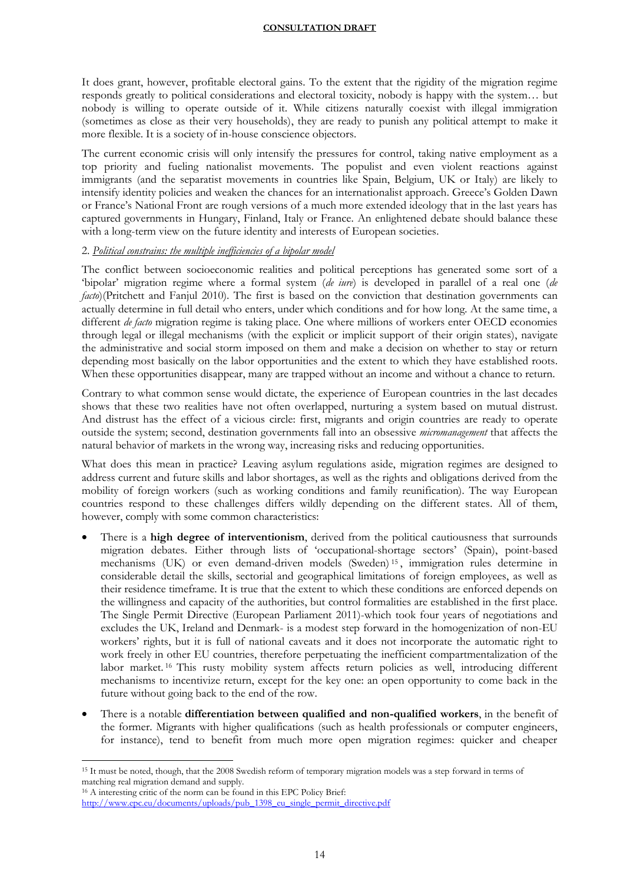It does grant, however, profitable electoral gains. To the extent that the rigidity of the migration regime responds greatly to political considerations and electoral toxicity, nobody is happy with the system… but nobody is willing to operate outside of it. While citizens naturally coexist with illegal immigration (sometimes as close as their very households), they are ready to punish any political attempt to make it more flexible. It is a society of in-house conscience objectors.

The current economic crisis will only intensify the pressures for control, taking native employment as a top priority and fueling nationalist movements. The populist and even violent reactions against immigrants (and the separatist movements in countries like Spain, Belgium, UK or Italy) are likely to intensify identity policies and weaken the chances for an internationalist approach. Greece's Golden Dawn or France's National Front are rough versions of a much more extended ideology that in the last years has captured governments in Hungary, Finland, Italy or France. An enlightened debate should balance these with a long-term view on the future identity and interests of European societies.

2. *Political constrains: the multiple inefficiencies of a bipolar model*

The conflict between socioeconomic realities and political perceptions has generated some sort of a 'bipolar' migration regime where a formal system (*de iure*) is developed in parallel of a real one (*de facto*)(Pritchett and Fanjul 2010). The first is based on the conviction that destination governments can actually determine in full detail who enters, under which conditions and for how long. At the same time, a different *de facto* migration regime is taking place. One where millions of workers enter OECD economies through legal or illegal mechanisms (with the explicit or implicit support of their origin states), navigate the administrative and social storm imposed on them and make a decision on whether to stay or return depending most basically on the labor opportunities and the extent to which they have established roots. When these opportunities disappear, many are trapped without an income and without a chance to return.

Contrary to what common sense would dictate, the experience of European countries in the last decades shows that these two realities have not often overlapped, nurturing a system based on mutual distrust. And distrust has the effect of a vicious circle: first, migrants and origin countries are ready to operate outside the system; second, destination governments fall into an obsessive *micromanagement* that affects the natural behavior of markets in the wrong way, increasing risks and reducing opportunities.

What does this mean in practice? Leaving asylum regulations aside, migration regimes are designed to address current and future skills and labor shortages, as well as the rights and obligations derived from the mobility of foreign workers (such as working conditions and family reunification). The way European countries respond to these challenges differs wildly depending on the different states. All of them, however, comply with some common characteristics:

- There is a **high degree of interventionism**, derived from the political cautiousness that surrounds migration debates. Either through lists of 'occupational-shortage sectors' (Spain), point-based mechanisms (UK) or even demand-driven models (Sweden)[15], immigration rules determine in considerable detail the skills, sectorial and geographical limitations of foreign employees, as well as their residence timeframe. It is true that the extent to which these conditions are enforced depends on the willingness and capacity of the authorities, but control formalities are established in the first place. The Single Permit Directive (European Parliament 2011)-which took four years of negotiations and excludes the UK, Ireland and Denmark- is a modest step forward in the homogenization of non-EU workers' rights, but it is full of national caveats and it does not incorporate the automatic right to work freely in other EU countries, therefore perpetuating the inefficient compartmentalization of the labor market.[16] This rusty mobility system affects return policies as well, introducing different mechanisms to incentivize return, except for the key one: an open opportunity to come back in the future without going back to the end of the row.
- There is a notable **differentiation between qualified and non-qualified workers**, in the benefit of the former. Migrants with higher qualifications (such as health professionals or computer engineers, for instance), tend to benefit from much more open migration regimes: quicker and cheaper

[15] It must be noted, though, that the 2008 Swedish reform of temporary migration models was a step forward in terms of matching real migration demand and supply.

[16] A interesting critic of the norm can be found in this EPC Policy Brief: http://www.epc.eu/documents/uploads/pub_1398_eu_single_permit_directive.pdf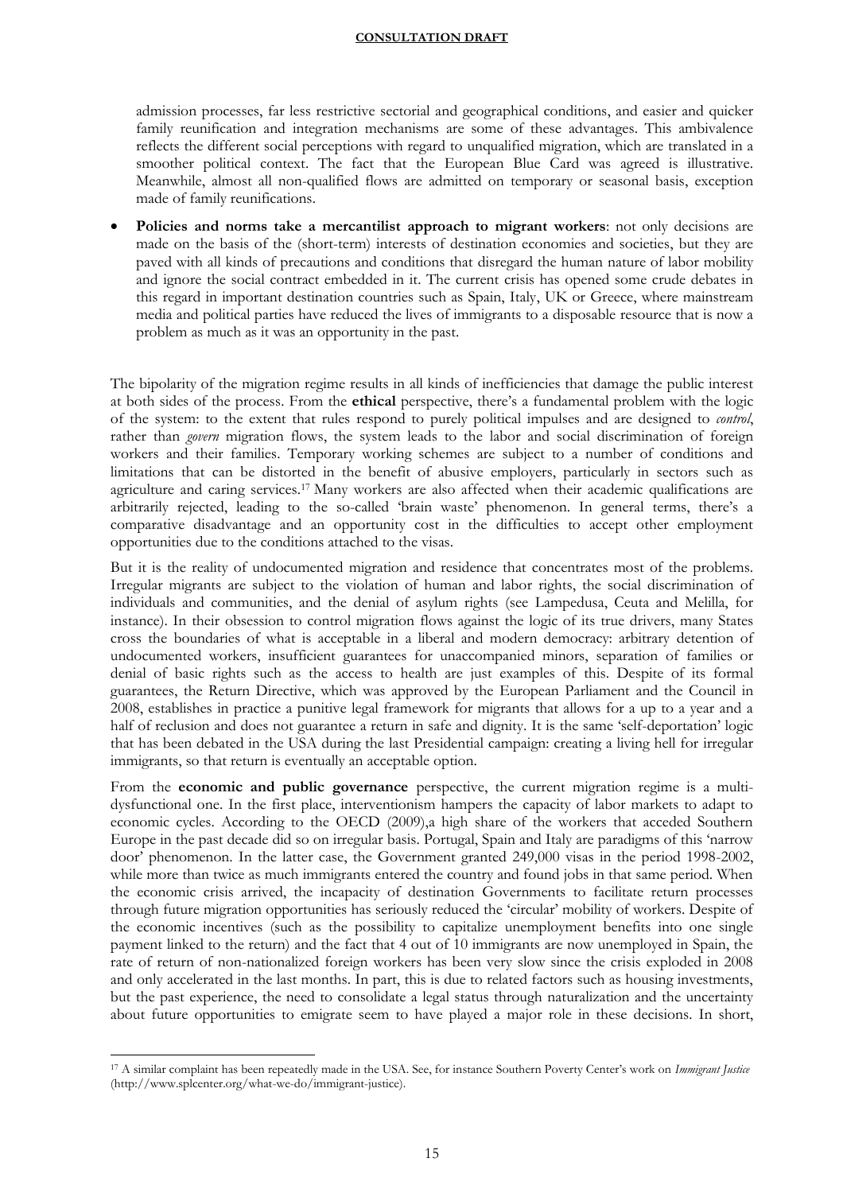admission processes, far less restrictive sectorial and geographical conditions, and easier and quicker family reunification and integration mechanisms are some of these advantages. This ambivalence reflects the different social perceptions with regard to unqualified migration, which are translated in a smoother political context. The fact that the European Blue Card was agreed is illustrative. Meanwhile, almost all non-qualified flows are admitted on temporary or seasonal basis, exception made of family reunifications.

- **Policies and norms take a mercantilist approach to migrant workers**: not only decisions are made on the basis of the (short-term) interests of destination economies and societies, but they are paved with all kinds of precautions and conditions that disregard the human nature of labor mobility and ignore the social contract embedded in it. The current crisis has opened some crude debates in this regard in important destination countries such as Spain, Italy, UK or Greece, where mainstream media and political parties have reduced the lives of immigrants to a disposable resource that is now a problem as much as it was an opportunity in the past.

The bipolarity of the migration regime results in all kinds of inefficiencies that damage the public interest at both sides of the process. From the **ethical** perspective, there's a fundamental problem with the logic of the system: to the extent that rules respond to purely political impulses and are designed to *control*, rather than *govern* migration flows, the system leads to the labor and social discrimination of foreign workers and their families. Temporary working schemes are subject to a number of conditions and limitations that can be distorted in the benefit of abusive employers, particularly in sectors such as agriculture and caring services.[17] Many workers are also affected when their academic qualifications are arbitrarily rejected, leading to the so-called 'brain waste' phenomenon. In general terms, there's a comparative disadvantage and an opportunity cost in the difficulties to accept other employment opportunities due to the conditions attached to the visas.

But it is the reality of undocumented migration and residence that concentrates most of the problems. Irregular migrants are subject to the violation of human and labor rights, the social discrimination of individuals and communities, and the denial of asylum rights (see Lampedusa, Ceuta and Melilla, for instance). In their obsession to control migration flows against the logic of its true drivers, many States cross the boundaries of what is acceptable in a liberal and modern democracy: arbitrary detention of undocumented workers, insufficient guarantees for unaccompanied minors, separation of families or denial of basic rights such as the access to health are just examples of this. Despite of its formal guarantees, the Return Directive, which was approved by the European Parliament and the Council in 2008, establishes in practice a punitive legal framework for migrants that allows for a up to a year and a half of reclusion and does not guarantee a return in safe and dignity. It is the same 'self-deportation' logic that has been debated in the USA during the last Presidential campaign: creating a living hell for irregular immigrants, so that return is eventually an acceptable option.

From the **economic and public governance** perspective, the current migration regime is a multi-dysfunctional one. In the first place, interventionism hampers the capacity of labor markets to adapt to economic cycles. According to the OECD (2009),a high share of the workers that acceded Southern Europe in the past decade did so on irregular basis. Portugal, Spain and Italy are paradigms of this 'narrow door' phenomenon. In the latter case, the Government granted 249,000 visas in the period 1998-2002, while more than twice as much immigrants entered the country and found jobs in that same period. When the economic crisis arrived, the incapacity of destination Governments to facilitate return processes through future migration opportunities has seriously reduced the 'circular' mobility of workers. Despite of the economic incentives (such as the possibility to capitalize unemployment benefits into one single payment linked to the return) and the fact that 4 out of 10 immigrants are now unemployed in Spain, the rate of return of non-nationalized foreign workers has been very slow since the crisis exploded in 2008 and only accelerated in the last months. In part, this is due to related factors such as housing investments, but the past experience, the need to consolidate a legal status through naturalization and the uncertainty about future opportunities to emigrate seem to have played a major role in these decisions. In short,

[17] A similar complaint has been repeatedly made in the USA. See, for instance Southern Poverty Center's work on *Immigrant Justice* (http://www.splcenter.org/what-we-do/immigrant-justice).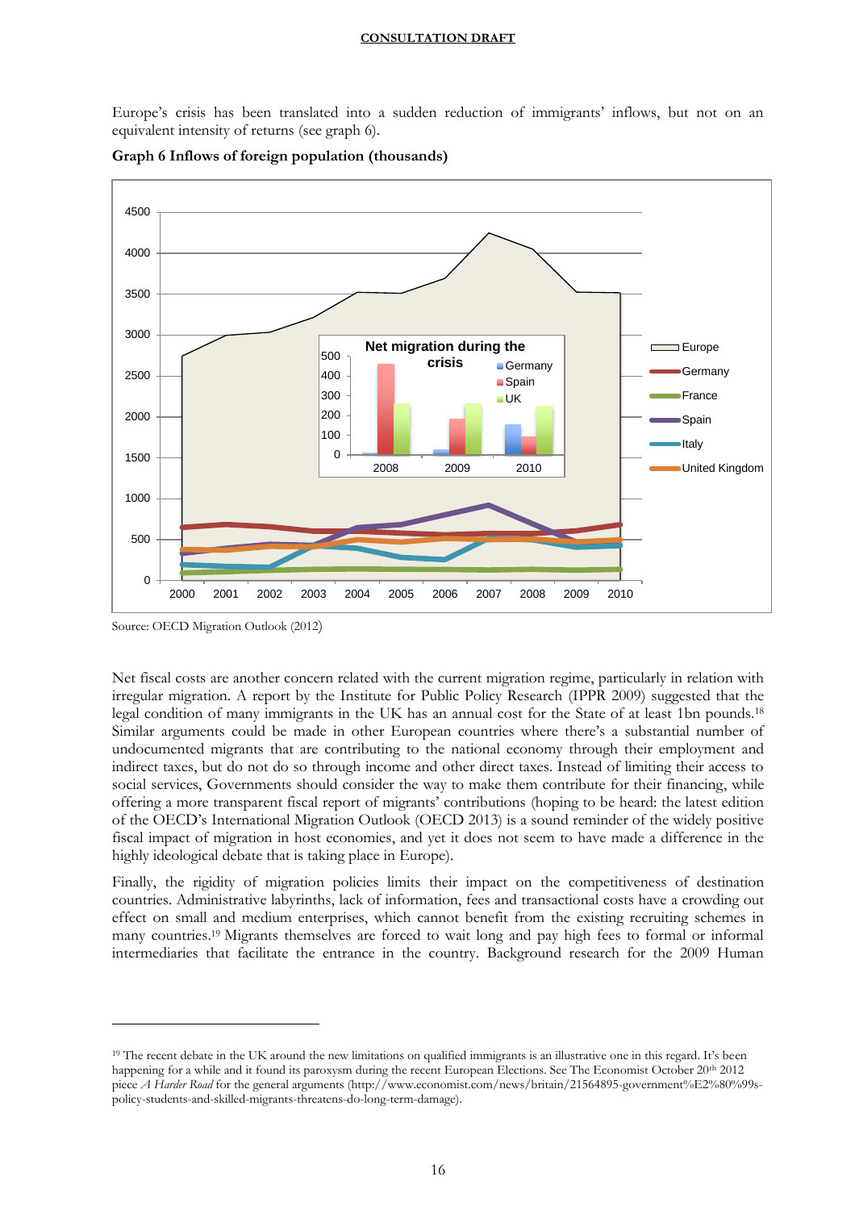Europe's crisis has been translated into a sudden reduction of immigrants' inflows, but not on an equivalent intensity of returns (see graph 6).

**Graph 6 Inflows of foreign population (thousands)**

Source: OECD Migration Outlook (2012)

Net fiscal costs are another concern related with the current migration regime, particularly in relation with irregular migration. A report by the Institute for Public Policy Research (IPPR 2009) suggested that the legal condition of many immigrants in the UK has an annual cost for the State of at least 1bn pounds.[18] Similar arguments could be made in other European countries where there's a substantial number of undocumented migrants that are contributing to the national economy through their employment and indirect taxes, but do not do so through income and other direct taxes. Instead of limiting their access to social services, Governments should consider the way to make them contribute for their financing, while offering a more transparent fiscal report of migrants' contributions (hoping to be heard: the latest edition of the OECD's International Migration Outlook (OECD 2013) is a sound reminder of the widely positive fiscal impact of migration in host economies, and yet it does not seem to have made a difference in the highly ideological debate that is taking place in Europe).

Finally, the rigidity of migration policies limits their impact on the competitiveness of destination countries. Administrative labyrinths, lack of information, fees and transactional costs have a crowding out effect on small and medium enterprises, which cannot benefit from the existing recruiting schemes in many countries.[19] Migrants themselves are forced to wait long and pay high fees to formal or informal intermediaries that facilitate the entrance in the country. Background research for the 2009 Human

---

[19] The recent debate in the UK around the new limitations on qualified immigrants is an illustrative one in this regard. It's been happening for a while and it found its paroxysm during the recent European Elections. See The Economist October 20th 2012 piece *A Harder Road* for the general arguments (http://www.economist.com/news/britain/21564895-government%E2%80%99s-policy-students-and-skilled-migrants-threatens-do-long-term-damage).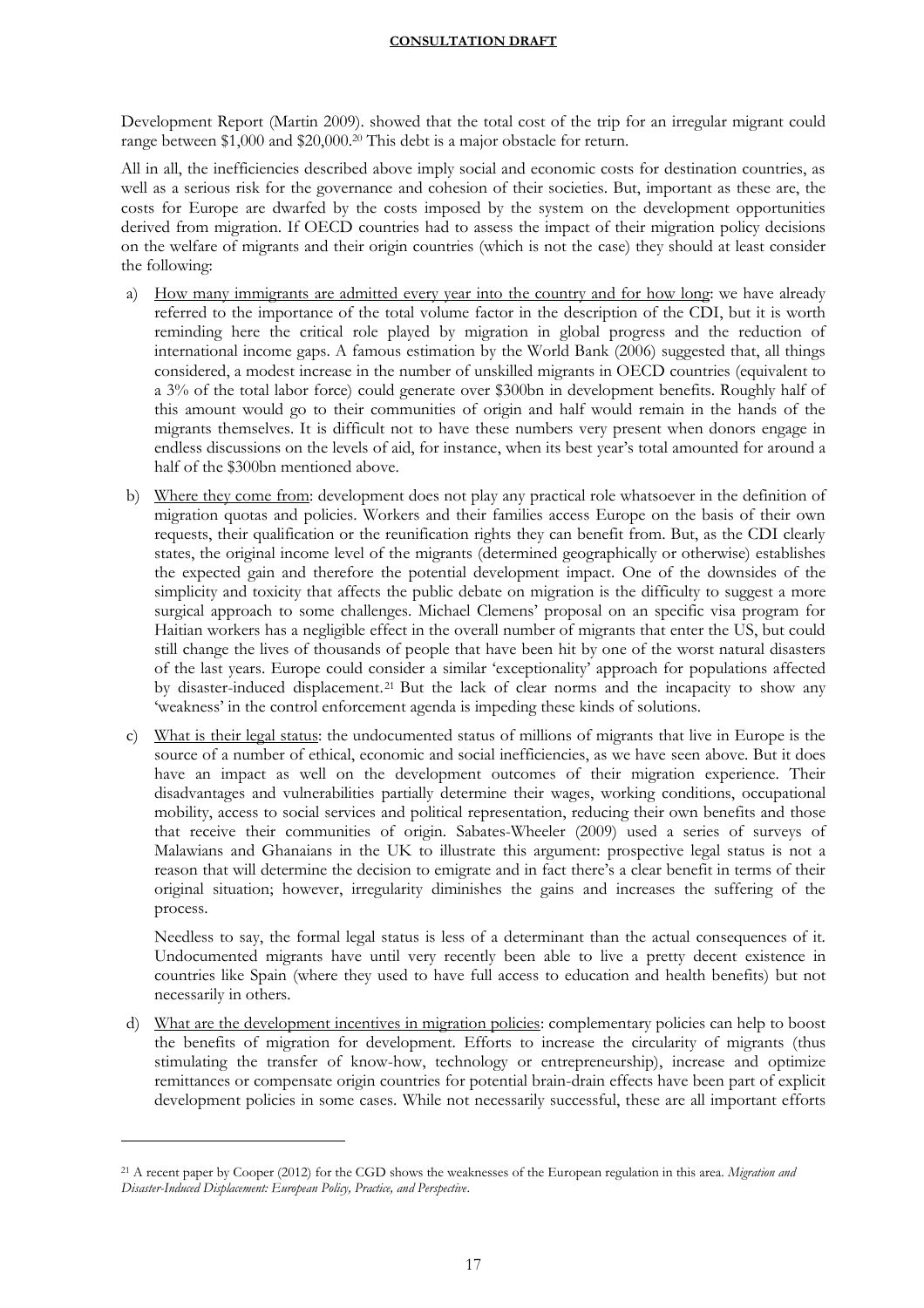Development Report (Martin 2009). showed that the total cost of the trip for an irregular migrant could range between $1,000 and $20,000.[20] This debt is a major obstacle for return.

All in all, the inefficiencies described above imply social and economic costs for destination countries, as well as a serious risk for the governance and cohesion of their societies. But, important as these are, the costs for Europe are dwarfed by the costs imposed by the system on the development opportunities derived from migration. If OECD countries had to assess the impact of their migration policy decisions on the welfare of migrants and their origin countries (which is not the case) they should at least consider the following:

a) How many immigrants are admitted every year into the country and for how long: we have already referred to the importance of the total volume factor in the description of the CDI, but it is worth reminding here the critical role played by migration in global progress and the reduction of international income gaps. A famous estimation by the World Bank (2006) suggested that, all things considered, a modest increase in the number of unskilled migrants in OECD countries (equivalent to a 3% of the total labor force) could generate over $300bn in development benefits. Roughly half of this amount would go to their communities of origin and half would remain in the hands of the migrants themselves. It is difficult not to have these numbers very present when donors engage in endless discussions on the levels of aid, for instance, when its best year's total amounted for around a half of the $300bn mentioned above.

b) Where they come from: development does not play any practical role whatsoever in the definition of migration quotas and policies. Workers and their families access Europe on the basis of their own requests, their qualification or the reunification rights they can benefit from. But, as the CDI clearly states, the original income level of the migrants (determined geographically or otherwise) establishes the expected gain and therefore the potential development impact. One of the downsides of the simplicity and toxicity that affects the public debate on migration is the difficulty to suggest a more surgical approach to some challenges. Michael Clemens' proposal on an specific visa program for Haitian workers has a negligible effect in the overall number of migrants that enter the US, but could still change the lives of thousands of people that have been hit by one of the worst natural disasters of the last years. Europe could consider a similar 'exceptionality' approach for populations affected by disaster-induced displacement.[21] But the lack of clear norms and the incapacity to show any 'weakness' in the control enforcement agenda is impeding these kinds of solutions.

c) What is their legal status: the undocumented status of millions of migrants that live in Europe is the source of a number of ethical, economic and social inefficiencies, as we have seen above. But it does have an impact as well on the development outcomes of their migration experience. Their disadvantages and vulnerabilities partially determine their wages, working conditions, occupational mobility, access to social services and political representation, reducing their own benefits and those that receive their communities of origin. Sabates-Wheeler (2009) used a series of surveys of Malawians and Ghanaians in the UK to illustrate this argument: prospective legal status is not a reason that will determine the decision to emigrate and in fact there's a clear benefit in terms of their original situation; however, irregularity diminishes the gains and increases the suffering of the process.

   Needless to say, the formal legal status is less of a determinant than the actual consequences of it. Undocumented migrants have until very recently been able to live a pretty decent existence in countries like Spain (where they used to have full access to education and health benefits) but not necessarily in others.

d) What are the development incentives in migration policies: complementary policies can help to boost the benefits of migration for development. Efforts to increase the circularity of migrants (thus stimulating the transfer of know-how, technology or entrepreneurship), increase and optimize remittances or compensate origin countries for potential brain-drain effects have been part of explicit development policies in some cases. While not necessarily successful, these are all important efforts

---

[21] A recent paper by Cooper (2012) for the CGD shows the weaknesses of the European regulation in this area. *Migration and Disaster-Induced Displacement: European Policy, Practice, and Perspective*.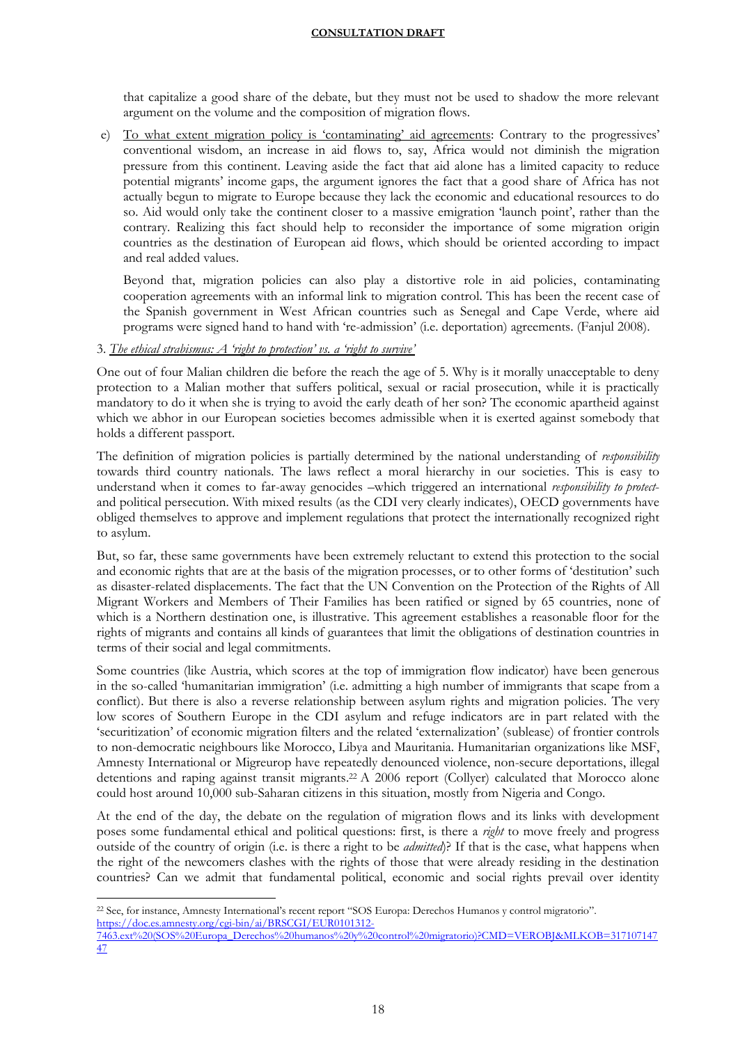that capitalize a good share of the debate, but they must not be used to shadow the more relevant argument on the volume and the composition of migration flows.

e) To what extent migration policy is 'contaminating' aid agreements: Contrary to the progressives' conventional wisdom, an increase in aid flows to, say, Africa would not diminish the migration pressure from this continent. Leaving aside the fact that aid alone has a limited capacity to reduce potential migrants' income gaps, the argument ignores the fact that a good share of Africa has not actually begun to migrate to Europe because they lack the economic and educational resources to do so. Aid would only take the continent closer to a massive emigration 'launch point', rather than the contrary. Realizing this fact should help to reconsider the importance of some migration origin countries as the destination of European aid flows, which should be oriented according to impact and real added values.

   Beyond that, migration policies can also play a distortive role in aid policies, contaminating cooperation agreements with an informal link to migration control. This has been the recent case of the Spanish government in West African countries such as Senegal and Cape Verde, where aid programs were signed hand to hand with 're-admission' (i.e. deportation) agreements. (Fanjul 2008).

### 3. *The ethical strabismus: A 'right to protection' vs. a 'right to survive'*

One out of four Malian children die before the reach the age of 5. Why is it morally unacceptable to deny protection to a Malian mother that suffers political, sexual or racial prosecution, while it is practically mandatory to do it when she is trying to avoid the early death of her son? The economic apartheid against which we abhor in our European societies becomes admissible when it is exerted against somebody that holds a different passport.

The definition of migration policies is partially determined by the national understanding of *responsibility* towards third country nationals. The laws reflect a moral hierarchy in our societies. This is easy to understand when it comes to far-away genocides –which triggered an international *responsibility to protect*- and political persecution. With mixed results (as the CDI very clearly indicates), OECD governments have obliged themselves to approve and implement regulations that protect the internationally recognized right to asylum.

But, so far, these same governments have been extremely reluctant to extend this protection to the social and economic rights that are at the basis of the migration processes, or to other forms of 'destitution' such as disaster-related displacements. The fact that the UN Convention on the Protection of the Rights of All Migrant Workers and Members of Their Families has been ratified or signed by 65 countries, none of which is a Northern destination one, is illustrative. This agreement establishes a reasonable floor for the rights of migrants and contains all kinds of guarantees that limit the obligations of destination countries in terms of their social and legal commitments.

Some countries (like Austria, which scores at the top of immigration flow indicator) have been generous in the so-called 'humanitarian immigration' (i.e. admitting a high number of immigrants that scape from a conflict). But there is also a reverse relationship between asylum rights and migration policies. The very low scores of Southern Europe in the CDI asylum and refuge indicators are in part related with the 'securitization' of economic migration filters and the related 'externalization' (sublease) of frontier controls to non-democratic neighbours like Morocco, Libya and Mauritania. Humanitarian organizations like MSF, Amnesty International or Migreurop have repeatedly denounced violence, non-secure deportations, illegal detentions and raping against transit migrants.[22] A 2006 report (Collyer) calculated that Morocco alone could host around 10,000 sub-Saharan citizens in this situation, mostly from Nigeria and Congo.

At the end of the day, the debate on the regulation of migration flows and its links with development poses some fundamental ethical and political questions: first, is there a *right* to move freely and progress outside of the country of origin (i.e. is there a right to be *admitted*)? If that is the case, what happens when the right of the newcomers clashes with the rights of those that were already residing in the destination countries? Can we admit that fundamental political, economic and social rights prevail over identity

---

[22] See, for instance, Amnesty International's recent report "SOS Europa: Derechos Humanos y control migratorio". https://doc.es.amnesty.org/cgi-bin/ai/BRSCGI/EUR0101312-7463.ext%20(SOS%20Europa_Derechos%20humanos%20y%20control%20migratorio)?CMD=VEROBJ&MLKOB=31710714747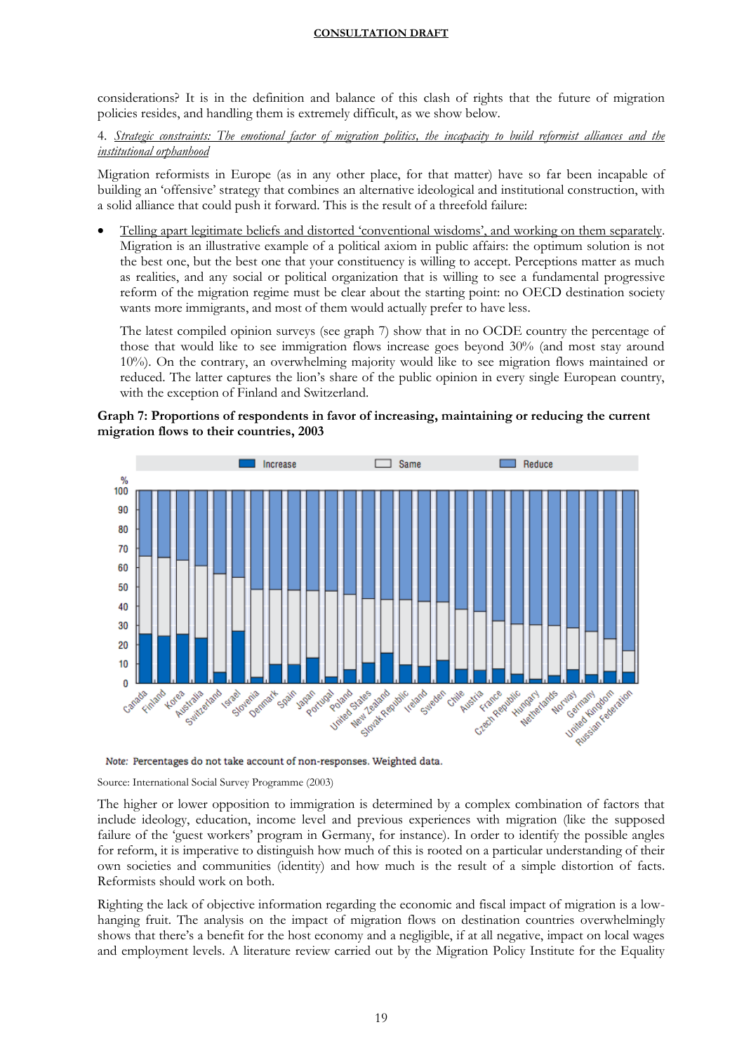considerations? It is in the definition and balance of this clash of rights that the future of migration policies resides, and handling them is extremely difficult, as we show below.

4. *Strategic constraints: The emotional factor of migration politics, the incapacity to build reformist alliances and the institutional orphanhood*

Migration reformists in Europe (as in any other place, for that matter) have so far been incapable of building an 'offensive' strategy that combines an alternative ideological and institutional construction, with a solid alliance that could push it forward. This is the result of a threefold failure:

- Telling apart legitimate beliefs and distorted 'conventional wisdoms', and working on them separately. Migration is an illustrative example of a political axiom in public affairs: the optimum solution is not the best one, but the best one that your constituency is willing to accept. Perceptions matter as much as realities, and any social or political organization that is willing to see a fundamental progressive reform of the migration regime must be clear about the starting point: no OECD destination society wants more immigrants, and most of them would actually prefer to have less.

  The latest compiled opinion surveys (see graph 7) show that in no OCDE country the percentage of those that would like to see immigration flows increase goes beyond 30% (and most stay around 10%). On the contrary, an overwhelming majority would like to see migration flows maintained or reduced. The latter captures the lion's share of the public opinion in every single European country, with the exception of Finland and Switzerland.

**Graph 7: Proportions of respondents in favor of increasing, maintaining or reducing the current migration flows to their countries, 2003**

Note: Percentages do not take account of non-responses. Weighted data.

Source: International Social Survey Programme (2003)

The higher or lower opposition to immigration is determined by a complex combination of factors that include ideology, education, income level and previous experiences with migration (like the supposed failure of the 'guest workers' program in Germany, for instance). In order to identify the possible angles for reform, it is imperative to distinguish how much of this is rooted on a particular understanding of their own societies and communities (identity) and how much is the result of a simple distortion of facts. Reformists should work on both.

Righting the lack of objective information regarding the economic and fiscal impact of migration is a low-hanging fruit. The analysis on the impact of migration flows on destination countries overwhelmingly shows that there's a benefit for the host economy and a negligible, if at all negative, impact on local wages and employment levels. A literature review carried out by the Migration Policy Institute for the Equality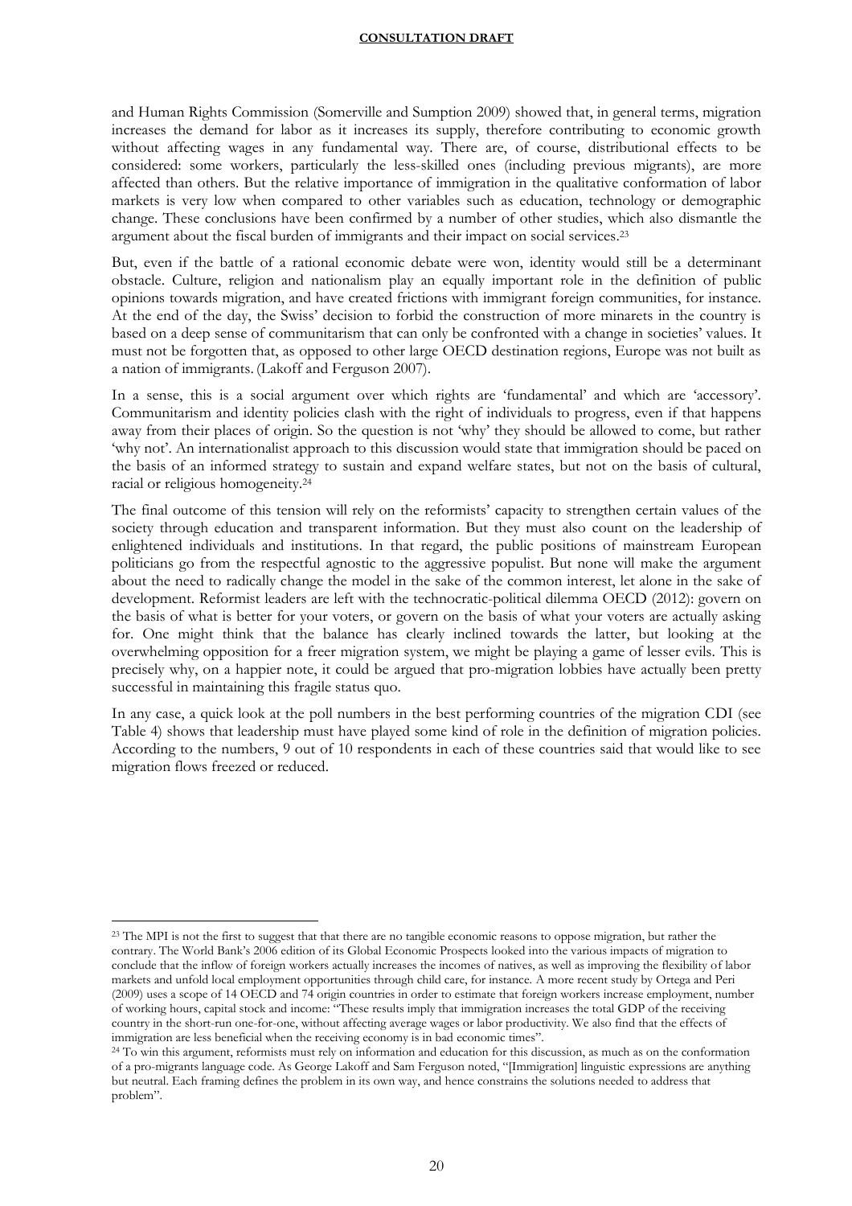and Human Rights Commission (Somerville and Sumption 2009) showed that, in general terms, migration increases the demand for labor as it increases its supply, therefore contributing to economic growth without affecting wages in any fundamental way. There are, of course, distributional effects to be considered: some workers, particularly the less-skilled ones (including previous migrants), are more affected than others. But the relative importance of immigration in the qualitative conformation of labor markets is very low when compared to other variables such as education, technology or demographic change. These conclusions have been confirmed by a number of other studies, which also dismantle the argument about the fiscal burden of immigrants and their impact on social services.[23]

But, even if the battle of a rational economic debate were won, identity would still be a determinant obstacle. Culture, religion and nationalism play an equally important role in the definition of public opinions towards migration, and have created frictions with immigrant foreign communities, for instance. At the end of the day, the Swiss' decision to forbid the construction of more minarets in the country is based on a deep sense of communitarism that can only be confronted with a change in societies' values. It must not be forgotten that, as opposed to other large OECD destination regions, Europe was not built as a nation of immigrants. (Lakoff and Ferguson 2007).

In a sense, this is a social argument over which rights are 'fundamental' and which are 'accessory'. Communitarism and identity policies clash with the right of individuals to progress, even if that happens away from their places of origin. So the question is not 'why' they should be allowed to come, but rather 'why not'. An internationalist approach to this discussion would state that immigration should be paced on the basis of an informed strategy to sustain and expand welfare states, but not on the basis of cultural, racial or religious homogeneity.[24]

The final outcome of this tension will rely on the reformists' capacity to strengthen certain values of the society through education and transparent information. But they must also count on the leadership of enlightened individuals and institutions. In that regard, the public positions of mainstream European politicians go from the respectful agnostic to the aggressive populist. But none will make the argument about the need to radically change the model in the sake of the common interest, let alone in the sake of development. Reformist leaders are left with the technocratic-political dilemma OECD (2012): govern on the basis of what is better for your voters, or govern on the basis of what your voters are actually asking for. One might think that the balance has clearly inclined towards the latter, but looking at the overwhelming opposition for a freer migration system, we might be playing a game of lesser evils. This is precisely why, on a happier note, it could be argued that pro-migration lobbies have actually been pretty successful in maintaining this fragile status quo.

In any case, a quick look at the poll numbers in the best performing countries of the migration CDI (see Table 4) shows that leadership must have played some kind of role in the definition of migration policies. According to the numbers, 9 out of 10 respondents in each of these countries said that would like to see migration flows freezed or reduced.

---

[23] The MPI is not the first to suggest that that there are no tangible economic reasons to oppose migration, but rather the contrary. The World Bank's 2006 edition of its Global Economic Prospects looked into the various impacts of migration to conclude that the inflow of foreign workers actually increases the incomes of natives, as well as improving the flexibility of labor markets and unfold local employment opportunities through child care, for instance. A more recent study by Ortega and Peri (2009) uses a scope of 14 OECD and 74 origin countries in order to estimate that foreign workers increase employment, number of working hours, capital stock and income: "These results imply that immigration increases the total GDP of the receiving country in the short-run one-for-one, without affecting average wages or labor productivity. We also find that the effects of immigration are less beneficial when the receiving economy is in bad economic times".

[24] To win this argument, reformists must rely on information and education for this discussion, as much as on the conformation of a pro-migrants language code. As George Lakoff and Sam Ferguson noted, "[Immigration] linguistic expressions are anything but neutral. Each framing defines the problem in its own way, and hence constrains the solutions needed to address that problem".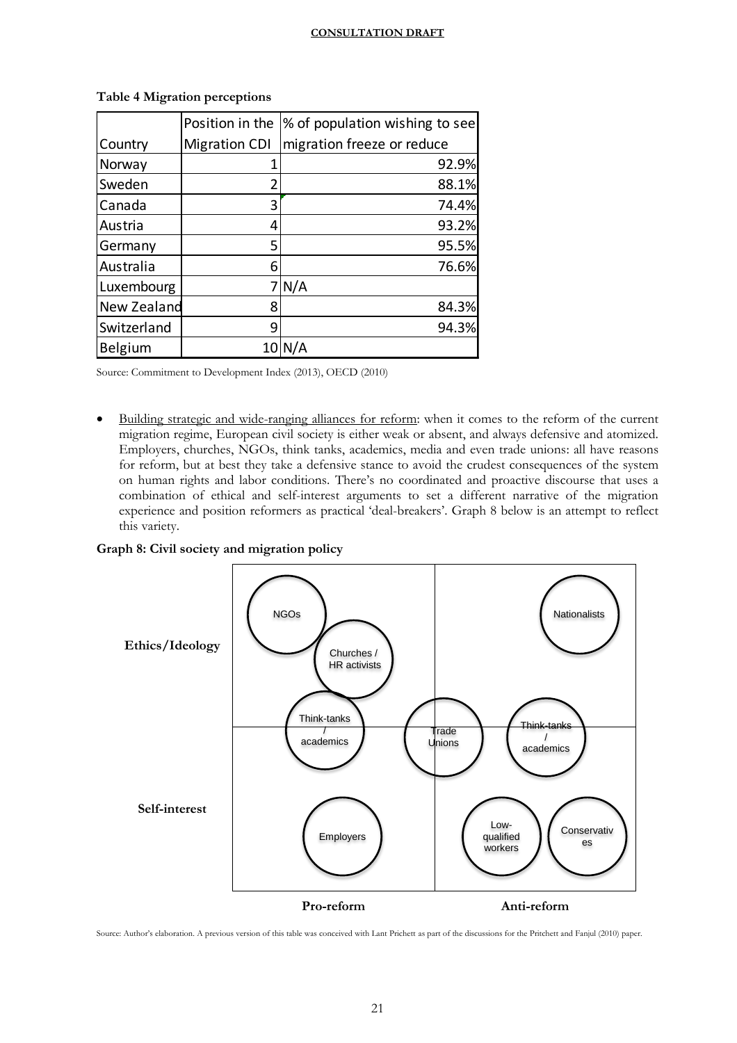**Table 4 Migration perceptions**

| Country | Position in the Migration CDI | % of population wishing to see migration freeze or reduce |
|---|---|---|
| Norway | 1 | 92.9% |
| Sweden | 2 | 88.1% |
| Canada | 3 | 74.4% |
| Austria | 4 | 93.2% |
| Germany | 5 | 95.5% |
| Australia | 6 | 76.6% |
| Luxembourg | 7 | N/A |
| New Zealand | 8 | 84.3% |
| Switzerland | 9 | 94.3% |
| Belgium | 10 | N/A |

Source: Commitment to Development Index (2013), OECD (2010)

- Building strategic and wide-ranging alliances for reform: when it comes to the reform of the current migration regime, European civil society is either weak or absent, and always defensive and atomized. Employers, churches, NGOs, think tanks, academics, media and even trade unions: all have reasons for reform, but at best they take a defensive stance to avoid the crudest consequences of the system on human rights and labor conditions. There's no coordinated and proactive discourse that uses a combination of ethical and self-interest arguments to set a different narrative of the migration experience and position reformers as practical 'deal-breakers'. Graph 8 below is an attempt to reflect this variety.

**Graph 8: Civil society and migration policy**

| | Pro-reform | Anti-reform |
|---|---|---|
| **Ethics/Ideology** | NGOs; Churches / HR activists; Think-tanks / academics | Nationalists; Think-tanks / academics |
| (boundary) | Trade Unions (straddling pro/anti-reform) | |
| **Self-interest** | Employers | Low-qualified workers; Conservatives |

Source: Author's elaboration. A previous version of this table was conceived with Lant Prichett as part of the discussions for the Pritchett and Fanjul (2010) paper.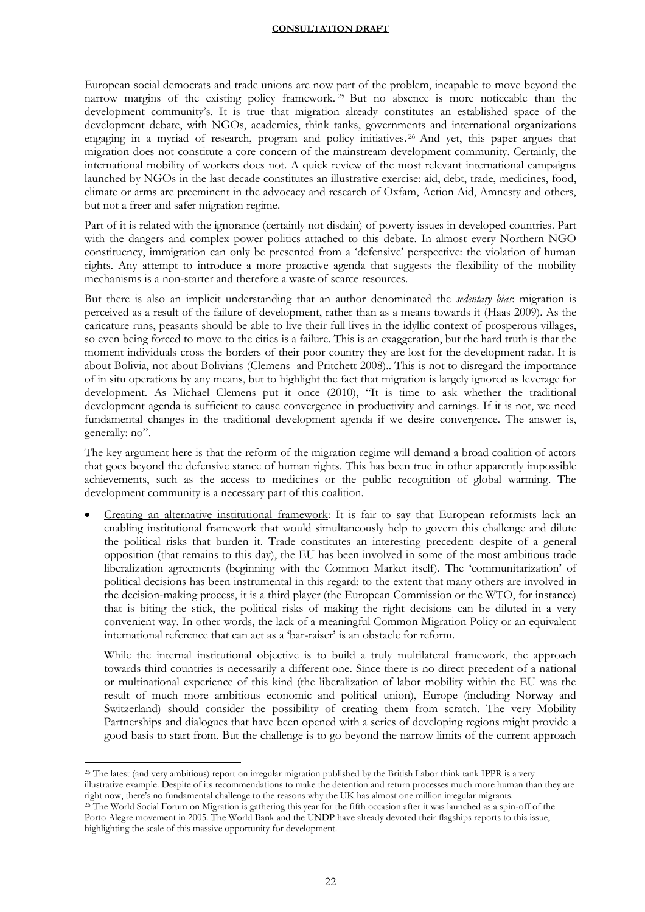European social democrats and trade unions are now part of the problem, incapable to move beyond the narrow margins of the existing policy framework.[25] But no absence is more noticeable than the development community's. It is true that migration already constitutes an established space of the development debate, with NGOs, academics, think tanks, governments and international organizations engaging in a myriad of research, program and policy initiatives.[26] And yet, this paper argues that migration does not constitute a core concern of the mainstream development community. Certainly, the international mobility of workers does not. A quick review of the most relevant international campaigns launched by NGOs in the last decade constitutes an illustrative exercise: aid, debt, trade, medicines, food, climate or arms are preeminent in the advocacy and research of Oxfam, Action Aid, Amnesty and others, but not a freer and safer migration regime.

Part of it is related with the ignorance (certainly not disdain) of poverty issues in developed countries. Part with the dangers and complex power politics attached to this debate. In almost every Northern NGO constituency, immigration can only be presented from a 'defensive' perspective: the violation of human rights. Any attempt to introduce a more proactive agenda that suggests the flexibility of the mobility mechanisms is a non-starter and therefore a waste of scarce resources.

But there is also an implicit understanding that an author denominated the *sedentary bias*: migration is perceived as a result of the failure of development, rather than as a means towards it (Haas 2009). As the caricature runs, peasants should be able to live their full lives in the idyllic context of prosperous villages, so even being forced to move to the cities is a failure. This is an exaggeration, but the hard truth is that the moment individuals cross the borders of their poor country they are lost for the development radar. It is about Bolivia, not about Bolivians (Clemens and Pritchett 2008).. This is not to disregard the importance of in situ operations by any means, but to highlight the fact that migration is largely ignored as leverage for development. As Michael Clemens put it once (2010), "It is time to ask whether the traditional development agenda is sufficient to cause convergence in productivity and earnings. If it is not, we need fundamental changes in the traditional development agenda if we desire convergence. The answer is, generally: no".

The key argument here is that the reform of the migration regime will demand a broad coalition of actors that goes beyond the defensive stance of human rights. This has been true in other apparently impossible achievements, such as the access to medicines or the public recognition of global warming. The development community is a necessary part of this coalition.

- Creating an alternative institutional framework: It is fair to say that European reformists lack an enabling institutional framework that would simultaneously help to govern this challenge and dilute the political risks that burden it. Trade constitutes an interesting precedent: despite of a general opposition (that remains to this day), the EU has been involved in some of the most ambitious trade liberalization agreements (beginning with the Common Market itself). The 'communitarization' of political decisions has been instrumental in this regard: to the extent that many others are involved in the decision-making process, it is a third player (the European Commission or the WTO, for instance) that is biting the stick, the political risks of making the right decisions can be diluted in a very convenient way. In other words, the lack of a meaningful Common Migration Policy or an equivalent international reference that can act as a 'bar-raiser' is an obstacle for reform.

  While the internal institutional objective is to build a truly multilateral framework, the approach towards third countries is necessarily a different one. Since there is no direct precedent of a national or multinational experience of this kind (the liberalization of labor mobility within the EU was the result of much more ambitious economic and political union), Europe (including Norway and Switzerland) should consider the possibility of creating them from scratch. The very Mobility Partnerships and dialogues that have been opened with a series of developing regions might provide a good basis to start from. But the challenge is to go beyond the narrow limits of the current approach

[25] The latest (and very ambitious) report on irregular migration published by the British Labor think tank IPPR is a very illustrative example. Despite of its recommendations to make the detention and return processes much more human than they are right now, there's no fundamental challenge to the reasons why the UK has almost one million irregular migrants.

[26] The World Social Forum on Migration is gathering this year for the fifth occasion after it was launched as a spin-off of the Porto Alegre movement in 2005. The World Bank and the UNDP have already devoted their flagships reports to this issue, highlighting the scale of this massive opportunity for development.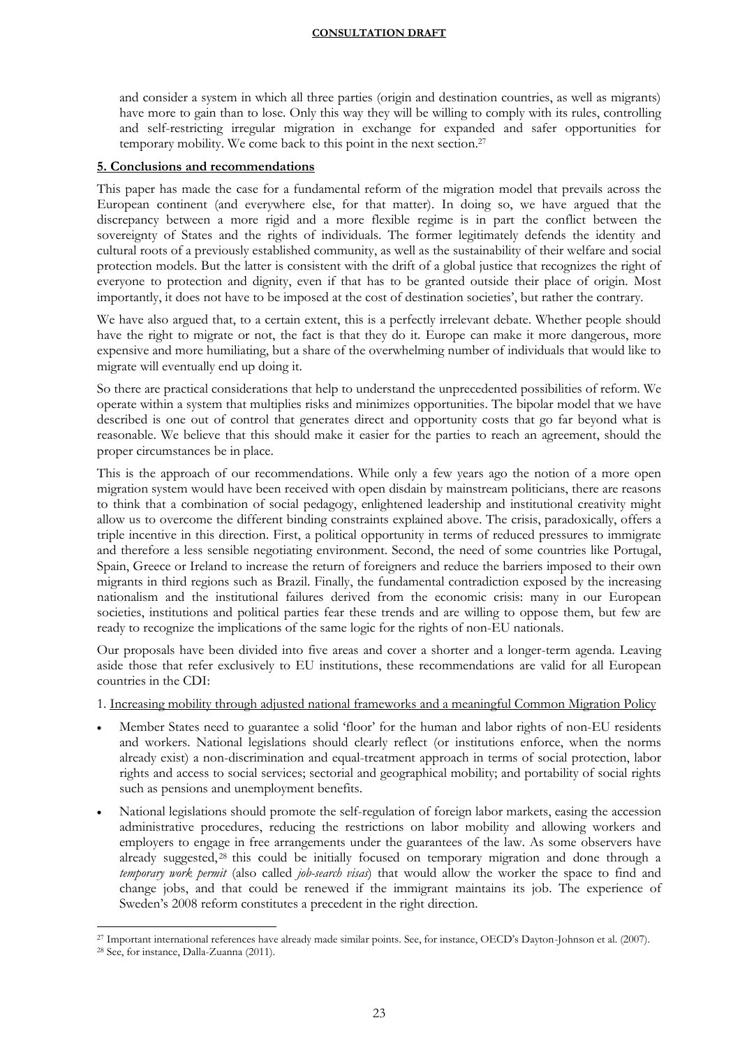and consider a system in which all three parties (origin and destination countries, as well as migrants) have more to gain than to lose. Only this way they will be willing to comply with its rules, controlling and self-restricting irregular migration in exchange for expanded and safer opportunities for temporary mobility. We come back to this point in the next section.[27]

## 5. Conclusions and recommendations

This paper has made the case for a fundamental reform of the migration model that prevails across the European continent (and everywhere else, for that matter). In doing so, we have argued that the discrepancy between a more rigid and a more flexible regime is in part the conflict between the sovereignty of States and the rights of individuals. The former legitimately defends the identity and cultural roots of a previously established community, as well as the sustainability of their welfare and social protection models. But the latter is consistent with the drift of a global justice that recognizes the right of everyone to protection and dignity, even if that has to be granted outside their place of origin. Most importantly, it does not have to be imposed at the cost of destination societies', but rather the contrary.

We have also argued that, to a certain extent, this is a perfectly irrelevant debate. Whether people should have the right to migrate or not, the fact is that they do it. Europe can make it more dangerous, more expensive and more humiliating, but a share of the overwhelming number of individuals that would like to migrate will eventually end up doing it.

So there are practical considerations that help to understand the unprecedented possibilities of reform. We operate within a system that multiplies risks and minimizes opportunities. The bipolar model that we have described is one out of control that generates direct and opportunity costs that go far beyond what is reasonable. We believe that this should make it easier for the parties to reach an agreement, should the proper circumstances be in place.

This is the approach of our recommendations. While only a few years ago the notion of a more open migration system would have been received with open disdain by mainstream politicians, there are reasons to think that a combination of social pedagogy, enlightened leadership and institutional creativity might allow us to overcome the different binding constraints explained above. The crisis, paradoxically, offers a triple incentive in this direction. First, a political opportunity in terms of reduced pressures to immigrate and therefore a less sensible negotiating environment. Second, the need of some countries like Portugal, Spain, Greece or Ireland to increase the return of foreigners and reduce the barriers imposed to their own migrants in third regions such as Brazil. Finally, the fundamental contradiction exposed by the increasing nationalism and the institutional failures derived from the economic crisis: many in our European societies, institutions and political parties fear these trends and are willing to oppose them, but few are ready to recognize the implications of the same logic for the rights of non-EU nationals.

Our proposals have been divided into five areas and cover a shorter and a longer-term agenda. Leaving aside those that refer exclusively to EU institutions, these recommendations are valid for all European countries in the CDI:

1. Increasing mobility through adjusted national frameworks and a meaningful Common Migration Policy

- Member States need to guarantee a solid 'floor' for the human and labor rights of non-EU residents and workers. National legislations should clearly reflect (or institutions enforce, when the norms already exist) a non-discrimination and equal-treatment approach in terms of social protection, labor rights and access to social services; sectorial and geographical mobility; and portability of social rights such as pensions and unemployment benefits.
- National legislations should promote the self-regulation of foreign labor markets, easing the accession administrative procedures, reducing the restrictions on labor mobility and allowing workers and employers to engage in free arrangements under the guarantees of the law. As some observers have already suggested,[28] this could be initially focused on temporary migration and done through a *temporary work permit* (also called *job-search visas*) that would allow the worker the space to find and change jobs, and that could be renewed if the immigrant maintains its job. The experience of Sweden's 2008 reform constitutes a precedent in the right direction.

---

[27] Important international references have already made similar points. See, for instance, OECD's Dayton-Johnson et al. (2007).

[28] See, for instance, Dalla-Zuanna (2011).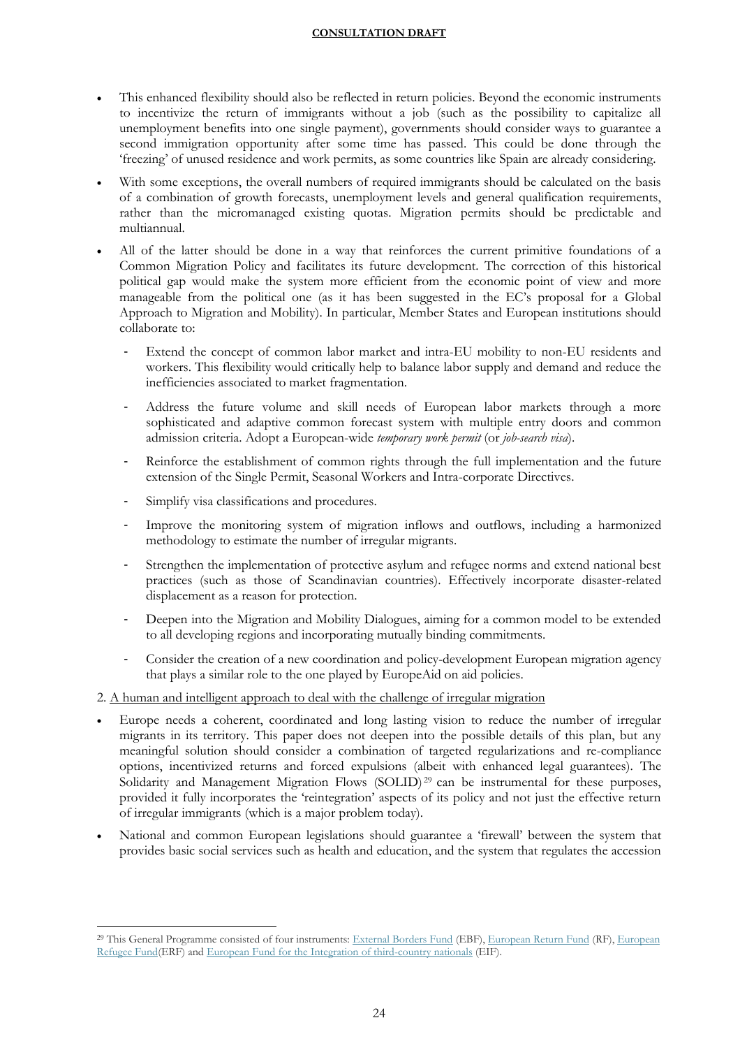- This enhanced flexibility should also be reflected in return policies. Beyond the economic instruments to incentivize the return of immigrants without a job (such as the possibility to capitalize all unemployment benefits into one single payment), governments should consider ways to guarantee a second immigration opportunity after some time has passed. This could be done through the 'freezing' of unused residence and work permits, as some countries like Spain are already considering.
- With some exceptions, the overall numbers of required immigrants should be calculated on the basis of a combination of growth forecasts, unemployment levels and general qualification requirements, rather than the micromanaged existing quotas. Migration permits should be predictable and multiannual.
- All of the latter should be done in a way that reinforces the current primitive foundations of a Common Migration Policy and facilitates its future development. The correction of this historical political gap would make the system more efficient from the economic point of view and more manageable from the political one (as it has been suggested in the EC's proposal for a Global Approach to Migration and Mobility). In particular, Member States and European institutions should collaborate to:
    - Extend the concept of common labor market and intra-EU mobility to non-EU residents and workers. This flexibility would critically help to balance labor supply and demand and reduce the inefficiencies associated to market fragmentation.
    - Address the future volume and skill needs of European labor markets through a more sophisticated and adaptive common forecast system with multiple entry doors and common admission criteria. Adopt a European-wide *temporary work permit* (or *job-search visa*).
    - Reinforce the establishment of common rights through the full implementation and the future extension of the Single Permit, Seasonal Workers and Intra-corporate Directives.
    - Simplify visa classifications and procedures.
    - Improve the monitoring system of migration inflows and outflows, including a harmonized methodology to estimate the number of irregular migrants.
    - Strengthen the implementation of protective asylum and refugee norms and extend national best practices (such as those of Scandinavian countries). Effectively incorporate disaster-related displacement as a reason for protection.
    - Deepen into the Migration and Mobility Dialogues, aiming for a common model to be extended to all developing regions and incorporating mutually binding commitments.
    - Consider the creation of a new coordination and policy-development European migration agency that plays a similar role to the one played by EuropeAid on aid policies.

2. A human and intelligent approach to deal with the challenge of irregular migration

- Europe needs a coherent, coordinated and long lasting vision to reduce the number of irregular migrants in its territory. This paper does not deepen into the possible details of this plan, but any meaningful solution should consider a combination of targeted regularizations and re-compliance options, incentivized returns and forced expulsions (albeit with enhanced legal guarantees). The Solidarity and Management Migration Flows (SOLID)[29] can be instrumental for these purposes, provided it fully incorporates the 'reintegration' aspects of its policy and not just the effective return of irregular immigrants (which is a major problem today).
- National and common European legislations should guarantee a 'firewall' between the system that provides basic social services such as health and education, and the system that regulates the accession

[29] This General Programme consisted of four instruments: External Borders Fund (EBF), European Return Fund (RF), European Refugee Fund(ERF) and European Fund for the Integration of third-country nationals (EIF).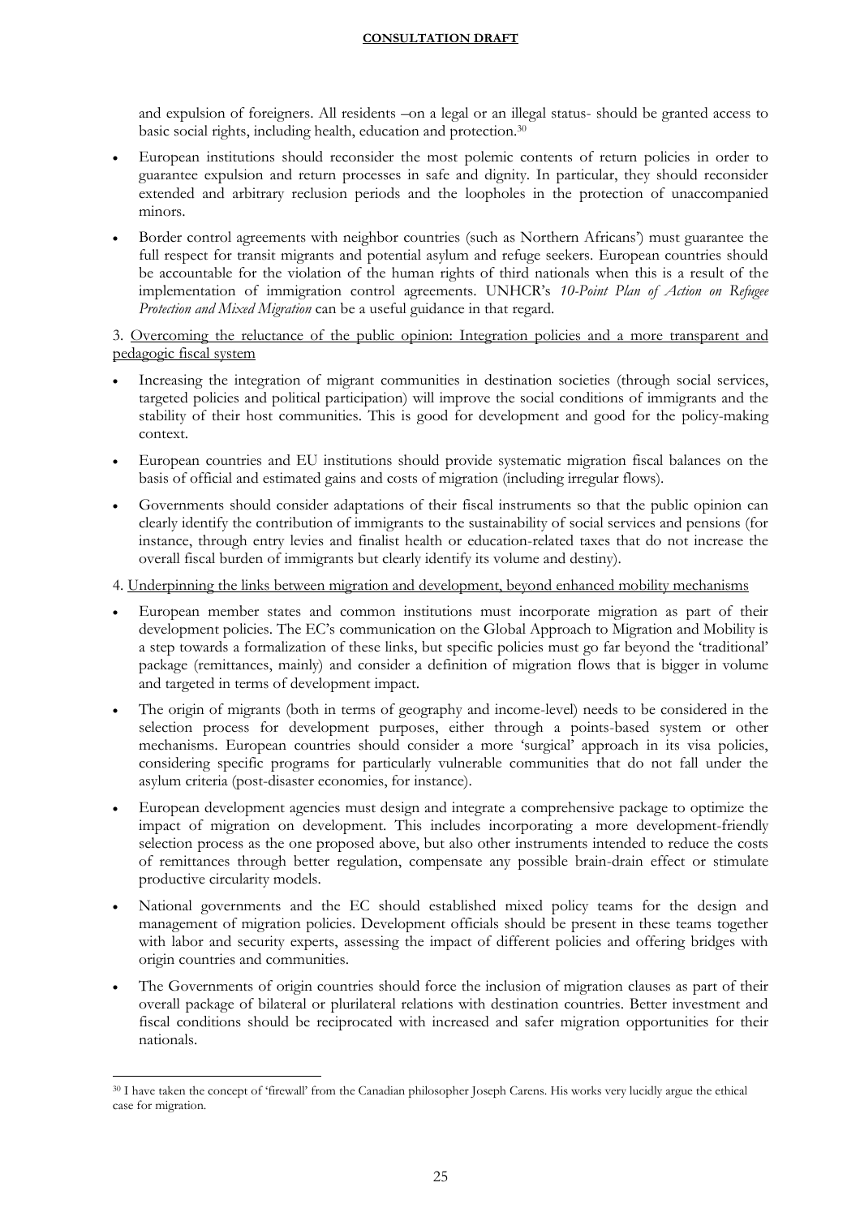and expulsion of foreigners. All residents –on a legal or an illegal status- should be granted access to basic social rights, including health, education and protection.[30]

- European institutions should reconsider the most polemic contents of return policies in order to guarantee expulsion and return processes in safe and dignity. In particular, they should reconsider extended and arbitrary reclusion periods and the loopholes in the protection of unaccompanied minors.
- Border control agreements with neighbor countries (such as Northern Africans') must guarantee the full respect for transit migrants and potential asylum and refuge seekers. European countries should be accountable for the violation of the human rights of third nationals when this is a result of the implementation of immigration control agreements. UNHCR's *10-Point Plan of Action on Refugee Protection and Mixed Migration* can be a useful guidance in that regard.

3. <u>Overcoming the reluctance of the public opinion: Integration policies and a more transparent and pedagogic fiscal system</u>

- Increasing the integration of migrant communities in destination societies (through social services, targeted policies and political participation) will improve the social conditions of immigrants and the stability of their host communities. This is good for development and good for the policy-making context.
- European countries and EU institutions should provide systematic migration fiscal balances on the basis of official and estimated gains and costs of migration (including irregular flows).
- Governments should consider adaptations of their fiscal instruments so that the public opinion can clearly identify the contribution of immigrants to the sustainability of social services and pensions (for instance, through entry levies and finalist health or education-related taxes that do not increase the overall fiscal burden of immigrants but clearly identify its volume and destiny).

4. <u>Underpinning the links between migration and development, beyond enhanced mobility mechanisms</u>

- European member states and common institutions must incorporate migration as part of their development policies. The EC's communication on the Global Approach to Migration and Mobility is a step towards a formalization of these links, but specific policies must go far beyond the 'traditional' package (remittances, mainly) and consider a definition of migration flows that is bigger in volume and targeted in terms of development impact.
- The origin of migrants (both in terms of geography and income-level) needs to be considered in the selection process for development purposes, either through a points-based system or other mechanisms. European countries should consider a more 'surgical' approach in its visa policies, considering specific programs for particularly vulnerable communities that do not fall under the asylum criteria (post-disaster economies, for instance).
- European development agencies must design and integrate a comprehensive package to optimize the impact of migration on development. This includes incorporating a more development-friendly selection process as the one proposed above, but also other instruments intended to reduce the costs of remittances through better regulation, compensate any possible brain-drain effect or stimulate productive circularity models.
- National governments and the EC should established mixed policy teams for the design and management of migration policies. Development officials should be present in these teams together with labor and security experts, assessing the impact of different policies and offering bridges with origin countries and communities.
- The Governments of origin countries should force the inclusion of migration clauses as part of their overall package of bilateral or plurilateral relations with destination countries. Better investment and fiscal conditions should be reciprocated with increased and safer migration opportunities for their nationals.

---

[30] I have taken the concept of 'firewall' from the Canadian philosopher Joseph Carens. His works very lucidly argue the ethical case for migration.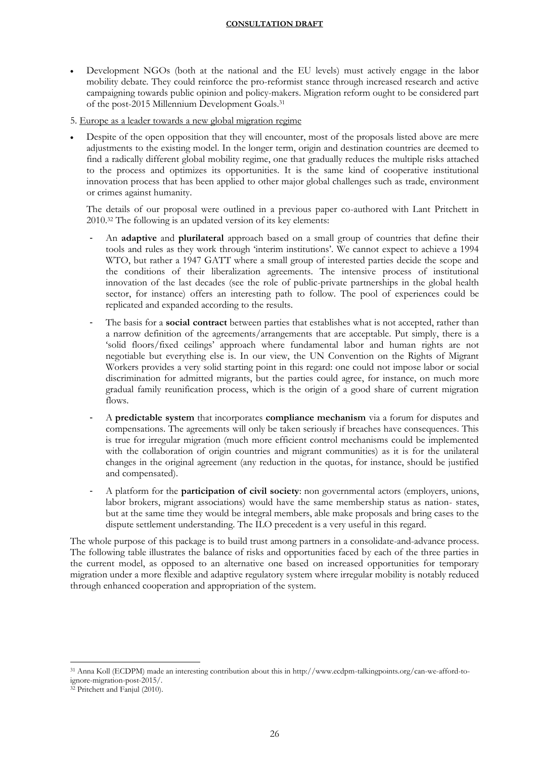- Development NGOs (both at the national and the EU levels) must actively engage in the labor mobility debate. They could reinforce the pro-reformist stance through increased research and active campaigning towards public opinion and policy-makers. Migration reform ought to be considered part of the post-2015 Millennium Development Goals.[31]

5. Europe as a leader towards a new global migration regime

- Despite of the open opposition that they will encounter, most of the proposals listed above are mere adjustments to the existing model. In the longer term, origin and destination countries are deemed to find a radically different global mobility regime, one that gradually reduces the multiple risks attached to the process and optimizes its opportunities. It is the same kind of cooperative institutional innovation process that has been applied to other major global challenges such as trade, environment or crimes against humanity.

  The details of our proposal were outlined in a previous paper co-authored with Lant Pritchett in 2010.[32] The following is an updated version of its key elements:

  - An **adaptive** and **plurilateral** approach based on a small group of countries that define their tools and rules as they work through 'interim institutions'. We cannot expect to achieve a 1994 WTO, but rather a 1947 GATT where a small group of interested parties decide the scope and the conditions of their liberalization agreements. The intensive process of institutional innovation of the last decades (see the role of public-private partnerships in the global health sector, for instance) offers an interesting path to follow. The pool of experiences could be replicated and expanded according to the results.
  - The basis for a **social contract** between parties that establishes what is not accepted, rather than a narrow definition of the agreements/arrangements that are acceptable. Put simply, there is a 'solid floors/fixed ceilings' approach where fundamental labor and human rights are not negotiable but everything else is. In our view, the UN Convention on the Rights of Migrant Workers provides a very solid starting point in this regard: one could not impose labor or social discrimination for admitted migrants, but the parties could agree, for instance, on much more gradual family reunification process, which is the origin of a good share of current migration flows.
  - A **predictable system** that incorporates **compliance mechanism** via a forum for disputes and compensations. The agreements will only be taken seriously if breaches have consequences. This is true for irregular migration (much more efficient control mechanisms could be implemented with the collaboration of origin countries and migrant communities) as it is for the unilateral changes in the original agreement (any reduction in the quotas, for instance, should be justified and compensated).
  - A platform for the **participation of civil society**: non governmental actors (employers, unions, labor brokers, migrant associations) would have the same membership status as nation- states, but at the same time they would be integral members, able make proposals and bring cases to the dispute settlement understanding. The ILO precedent is a very useful in this regard.

The whole purpose of this package is to build trust among partners in a consolidate-and-advance process. The following table illustrates the balance of risks and opportunities faced by each of the three parties in the current model, as opposed to an alternative one based on increased opportunities for temporary migration under a more flexible and adaptive regulatory system where irregular mobility is notably reduced through enhanced cooperation and appropriation of the system.

---

[31] Anna Koll (ECDPM) made an interesting contribution about this in http://www.ecdpm-talkingpoints.org/can-we-afford-to-ignore-migration-post-2015/.

[32] Pritchett and Fanjul (2010).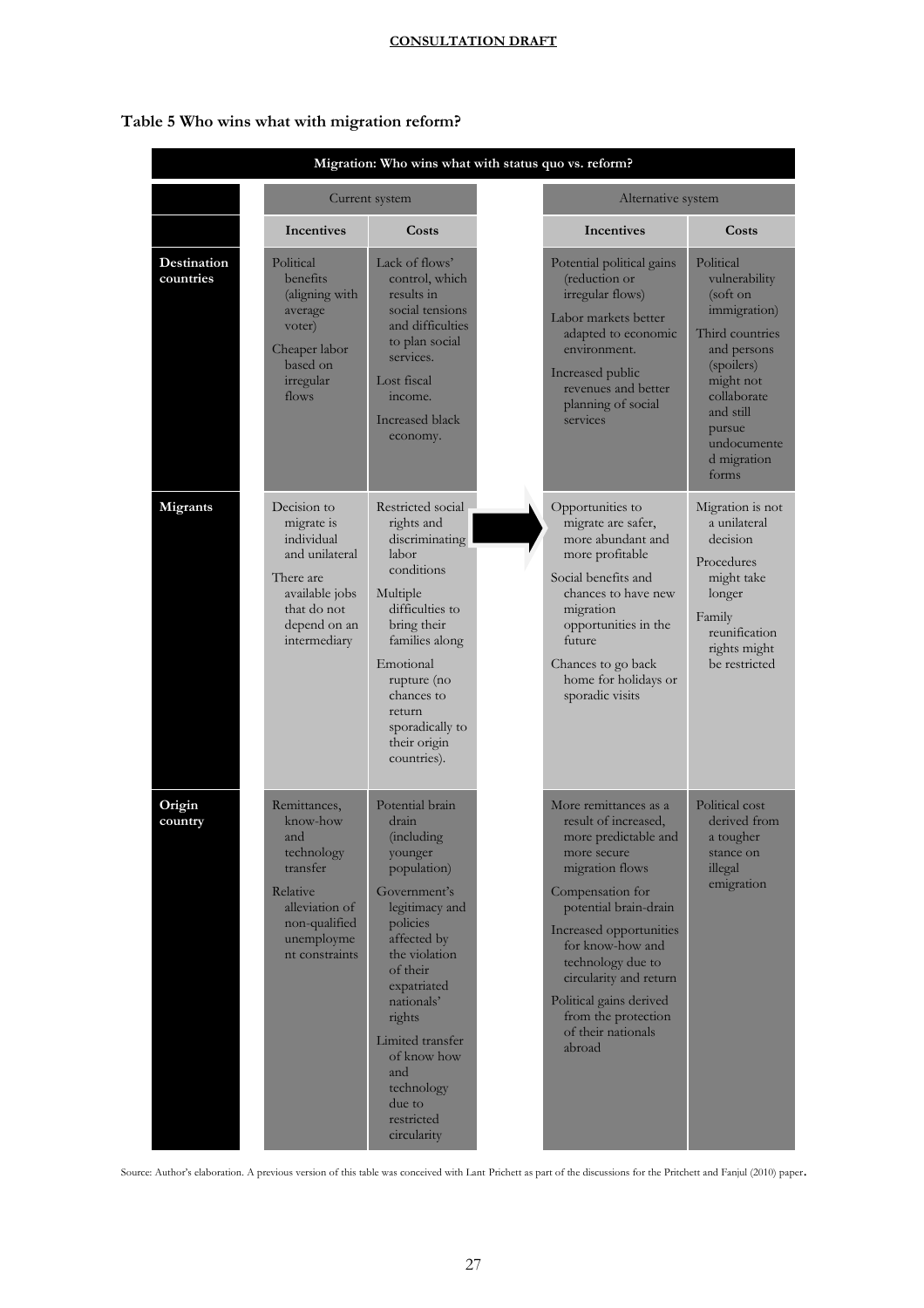**CONSULTATION DRAFT**

**Table 5 Who wins what with migration reform?**

| Migration: Who wins what with status quo vs. reform? | | | | |
|---|---|---|---|---|
| | Current system | | Alternative system | |
| | **Incentives** | **Costs** | **Incentives** | **Costs** |
| **Destination countries** | Political benefits (aligning with average voter)<br><br>Cheaper labor based on irregular flows | Lack of flows' control, which results in social tensions and difficulties to plan social services.<br><br>Lost fiscal income.<br><br>Increased black economy. | Potential political gains (reduction or irregular flows)<br><br>Labor markets better adapted to economic environment.<br><br>Increased public revenues and better planning of social services | Political vulnerability (soft on immigration)<br><br>Third countries and persons (spoilers) might not collaborate and still pursue undocumented migration forms |
| **Migrants** | Decision to migrate is individual and unilateral<br><br>There are available jobs that do not depend on an intermediary | Restricted social rights and discriminating labor conditions<br><br>Multiple difficulties to bring their families along<br><br>Emotional rupture (no chances to return sporadically to their origin countries). | Opportunities to migrate are safer, more abundant and more profitable<br><br>Social benefits and chances to have new migration opportunities in the future<br><br>Chances to go back home for holidays or sporadic visits | Migration is not a unilateral decision<br><br>Procedures might take longer<br><br>Family reunification rights might be restricted |
| **Origin country** | Remittances, know-how and technology transfer<br><br>Relative alleviation of non-qualified unemployment constraints | Potential brain drain (including younger population)<br><br>Government's legitimacy and policies affected by the violation of their expatriated nationals' rights<br><br>Limited transfer of know how and technology due to restricted circularity | More remittances as a result of increased, more predictable and more secure migration flows<br><br>Compensation for potential brain-drain<br><br>Increased opportunities for know-how and technology due to circularity and return<br><br>Political gains derived from the protection of their nationals abroad | Political cost derived from a tougher stance on illegal emigration |

Source: Author's elaboration. A previous version of this table was conceived with Lant Prichett as part of the discussions for the Pritchett and Fanjul (2010) paper.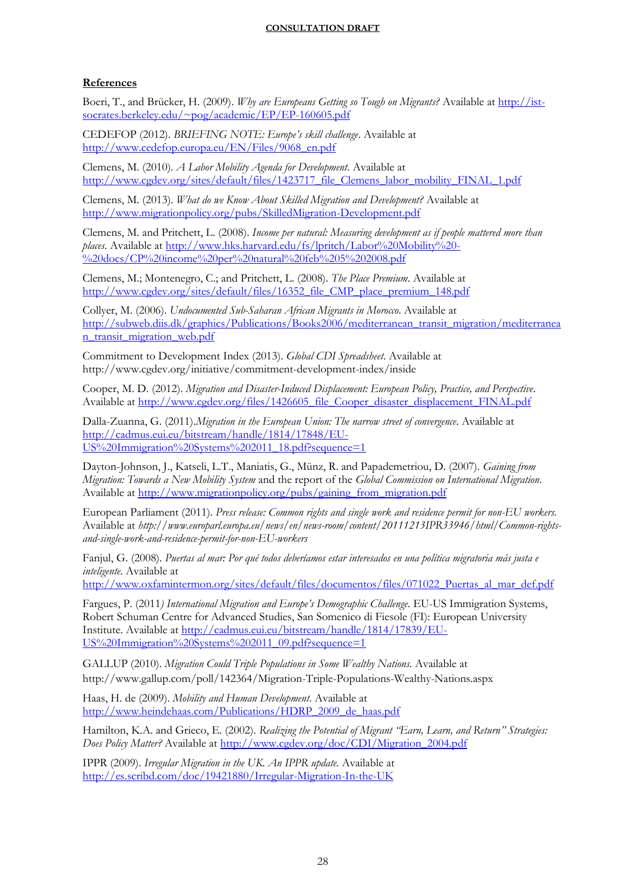**References**

Boeri, T., and Brücker, H. (2009). *Why are Europeans Getting so Tough on Migrants?* Available at http://ist-socrates.berkeley.edu/~pog/academic/EP/EP-160605.pdf

CEDEFOP (2012). *BRIEFING NOTE: Europe's skill challenge.* Available at http://www.cedefop.europa.eu/EN/Files/9068_en.pdf

Clemens, M. (2010). *A Labor Mobility Agenda for Development.* Available at http://www.cgdev.org/sites/default/files/1423717_file_Clemens_labor_mobility_FINAL_1.pdf

Clemens, M. (2013). *What do we Know About Skilled Migration and Development?* Available at http://www.migrationpolicy.org/pubs/SkilledMigration-Development.pdf

Clemens, M. and Pritchett, L. (2008). *Income per natural: Measuring development as if people mattered more than places.* Available at http://www.hks.harvard.edu/fs/lpritch/Labor%20Mobility%20-%20docs/CP%20income%20per%20natural%20feb%205%202008.pdf

Clemens, M.; Montenegro, C.; and Pritchett, L. (2008). *The Place Premium.* Available at http://www.cgdev.org/sites/default/files/16352_file_CMP_place_premium_148.pdf

Collyer, M. (2006). *Undocumented Sub-Saharan African Migrants in Morocco.* Available at http://subweb.diis.dk/graphics/Publications/Books2006/mediterranean_transit_migration/mediterranean_transit_migration_web.pdf

Commitment to Development Index (2013). *Global CDI Spreadsheet.* Available at http://www.cgdev.org/initiative/commitment-development-index/inside

Cooper, M. D. (2012). *Migration and Disaster-Induced Displacement: European Policy, Practice, and Perspective.* Available at http://www.cgdev.org/files/1426605_file_Cooper_disaster_displacement_FINAL.pdf

Dalla-Zuanna, G. (2011).*Migration in the European Union: The narrow street of convergence.* Available at http://cadmus.eui.eu/bitstream/handle/1814/17848/EU-US%20Immigration%20Systems%202011_18.pdf?sequence=1

Dayton-Johnson, J., Katseli, L.T., Maniatis, G., Münz, R. and Papademetriou, D. (2007). *Gaining from Migration: Towards a New Mobility System* and the report of the *Global Commission on International Migration.* Available at http://www.migrationpolicy.org/pubs/gaining_from_migration.pdf

European Parliament (2011). *Press release: Common rights and single work and residence permit for non-EU workers.* Available at *http://www.europarl.europa.eu/news/en/news-room/content/20111213IPR33946/html/Common-rights-and-single-work-and-residence-permit-for-non-EU-workers*

Fanjul, G. (2008). *Puertas al mar: Por qué todos deberíamos estar interesados en una política migratoria más justa e inteligente.* Available at http://www.oxfamintermon.org/sites/default/files/documentos/files/071022_Puertas_al_mar_def.pdf

Fargues, P. (2011*) International Migration and Europe's Demographic Challenge.* EU-US Immigration Systems, Robert Schuman Centre for Advanced Studies, San Somenico di Fiesole (FI): European University Institute. Available at http://cadmus.eui.eu/bitstream/handle/1814/17839/EU-US%20Immigration%20Systems%202011_09.pdf?sequence=1

GALLUP (2010). *Migration Could Triple Populations in Some Wealthy Nations.* Available at http://www.gallup.com/poll/142364/Migration-Triple-Populations-Wealthy-Nations.aspx

Haas, H. de (2009). *Mobility and Human Development.* Available at http://www.heindehaas.com/Publications/HDRP_2009_de_haas.pdf

Hamilton, K.A. and Grieco, E. (2002). *Realizing the Potential of Migrant "Earn, Learn, and Return" Strategies: Does Policy Matter?* Available at http://www.cgdev.org/doc/CDI/Migration_2004.pdf

IPPR (2009). *Irregular Migration in the UK. An IPPR update.* Available at http://es.scribd.com/doc/19421880/Irregular-Migration-In-the-UK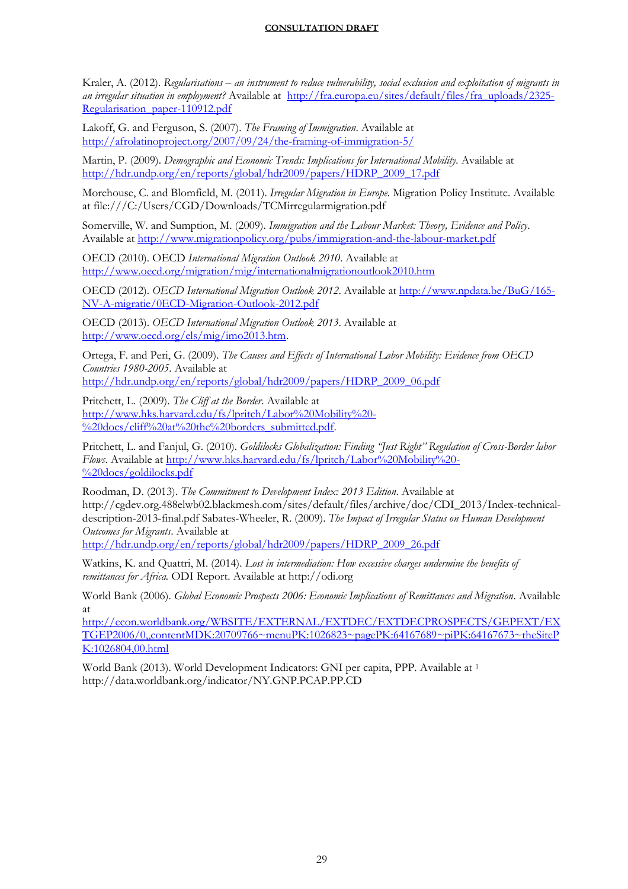Kraler, A. (2012). *Regularisations – an instrument to reduce vulnerability, social exclusion and exploitation of migrants in an irregular situation in employment?* Available at http://fra.europa.eu/sites/default/files/fra_uploads/2325-Regularisation_paper-110912.pdf

Lakoff, G. and Ferguson, S. (2007). *The Framing of Immigration*. Available at http://afrolatinoproject.org/2007/09/24/the-framing-of-immigration-5/

Martin, P. (2009). *Demographic and Economic Trends: Implications for International Mobility.* Available at http://hdr.undp.org/en/reports/global/hdr2009/papers/HDRP_2009_17.pdf

Morehouse, C. and Blomfield, M. (2011). *Irregular Migration in Europe.* Migration Policy Institute. Available at file:///C:/Users/CGD/Downloads/TCMirregularmigration.pdf

Somerville, W. and Sumption, M. (2009). *Immigration and the Labour Market: Theory, Evidence and Policy*. Available at http://www.migrationpolicy.org/pubs/immigration-and-the-labour-market.pdf

OECD (2010). OECD *International Migration Outlook 2010*. Available at http://www.oecd.org/migration/mig/internationalmigrationoutlook2010.htm

OECD (2012). *OECD International Migration Outlook 2012*. Available at http://www.npdata.be/BuG/165-NV-A-migratie/0ECD-Migration-Outlook-2012.pdf

OECD (2013). *OECD International Migration Outlook 2013*. Available at http://www.oecd.org/els/mig/imo2013.htm.

Ortega, F. and Peri, G. (2009). *The Causes and Effects of International Labor Mobility: Evidence from OECD Countries 1980-2005*. Available at http://hdr.undp.org/en/reports/global/hdr2009/papers/HDRP_2009_06.pdf

Pritchett, L. (2009). *The Cliff at the Border*. Available at http://www.hks.harvard.edu/fs/lpritch/Labor%20Mobility%20-%20docs/cliff%20at%20the%20borders_submitted.pdf.

Pritchett, L. and Fanjul, G. (2010). *Goldilocks Globalization: Finding "Just Right" Regulation of Cross-Border labor Flows*. Available at http://www.hks.harvard.edu/fs/lpritch/Labor%20Mobility%20-%20docs/goldilocks.pdf

Roodman, D. (2013). *The Commitment to Development Index: 2013 Edition*. Available at http://cgdev.org.488elwb02.blackmesh.com/sites/default/files/archive/doc/CDI_2013/Index-technical-description-2013-final.pdf Sabates-Wheeler, R. (2009). *The Impact of Irregular Status on Human Development Outcomes for Migrants*. Available at http://hdr.undp.org/en/reports/global/hdr2009/papers/HDRP_2009_26.pdf

Watkins, K. and Quattri, M. (2014). *Lost in intermediation: How excessive charges undermine the benefits of remittances for Africa.* ODI Report. Available at http://odi.org

World Bank (2006). *Global Economic Prospects 2006: Economic Implications of Remittances and Migration*. Available at http://econ.worldbank.org/WBSITE/EXTERNAL/EXTDEC/EXTDECPROSPECTS/GEPEXT/EXTGEP2006/0,,contentMDK:20709766~menuPK:1026823~pagePK:64167689~piPK:64167673~theSitePK:1026804,00.html

World Bank (2013). World Development Indicators: GNI per capita, PPP. Available at [1] http://data.worldbank.org/indicator/NY.GNP.PCAP.PP.CD